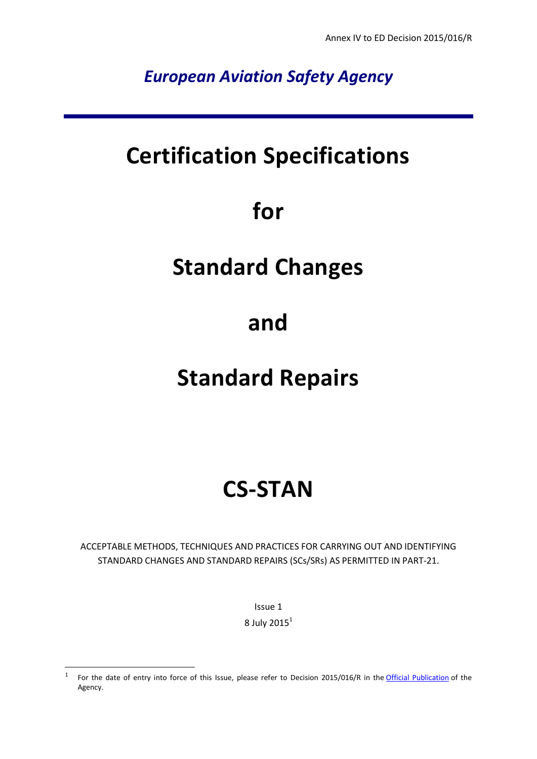Annex IV to ED Decision 2015/016/R

*European Aviation Safety Agency*

# Certification Specifications

# for

# Standard Changes

# and

# Standard Repairs

# CS-STAN

ACCEPTABLE METHODS, TECHNIQUES AND PRACTICES FOR CARRYING OUT AND IDENTIFYING STANDARD CHANGES AND STANDARD REPAIRS (SCs/SRs) AS PERMITTED IN PART-21.

Issue 1

8 July 2015[1]

[1] For the date of entry into force of this Issue, please refer to Decision 2015/016/R in the Official Publication of the Agency.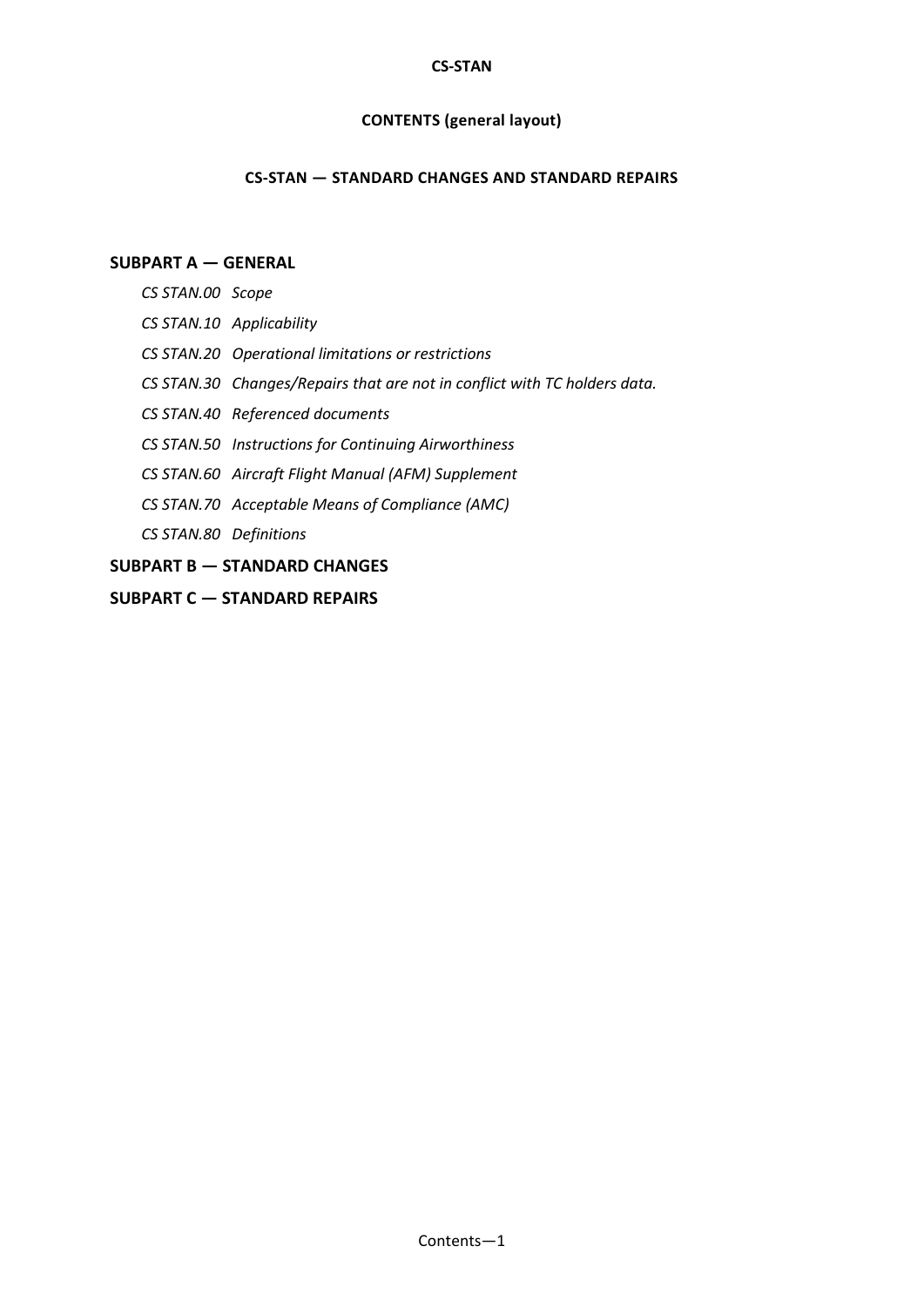# CONTENTS (general layout)

## CS-STAN — STANDARD CHANGES AND STANDARD REPAIRS

### SUBPART A — GENERAL

*CS STAN.00 Scope*

*CS STAN.10 Applicability*

*CS STAN.20 Operational limitations or restrictions*

*CS STAN.30 Changes/Repairs that are not in conflict with TC holders data.*

*CS STAN.40 Referenced documents*

*CS STAN.50 Instructions for Continuing Airworthiness*

*CS STAN.60 Aircraft Flight Manual (AFM) Supplement*

*CS STAN.70 Acceptable Means of Compliance (AMC)*

*CS STAN.80 Definitions*

### SUBPART B — STANDARD CHANGES

### SUBPART C — STANDARD REPAIRS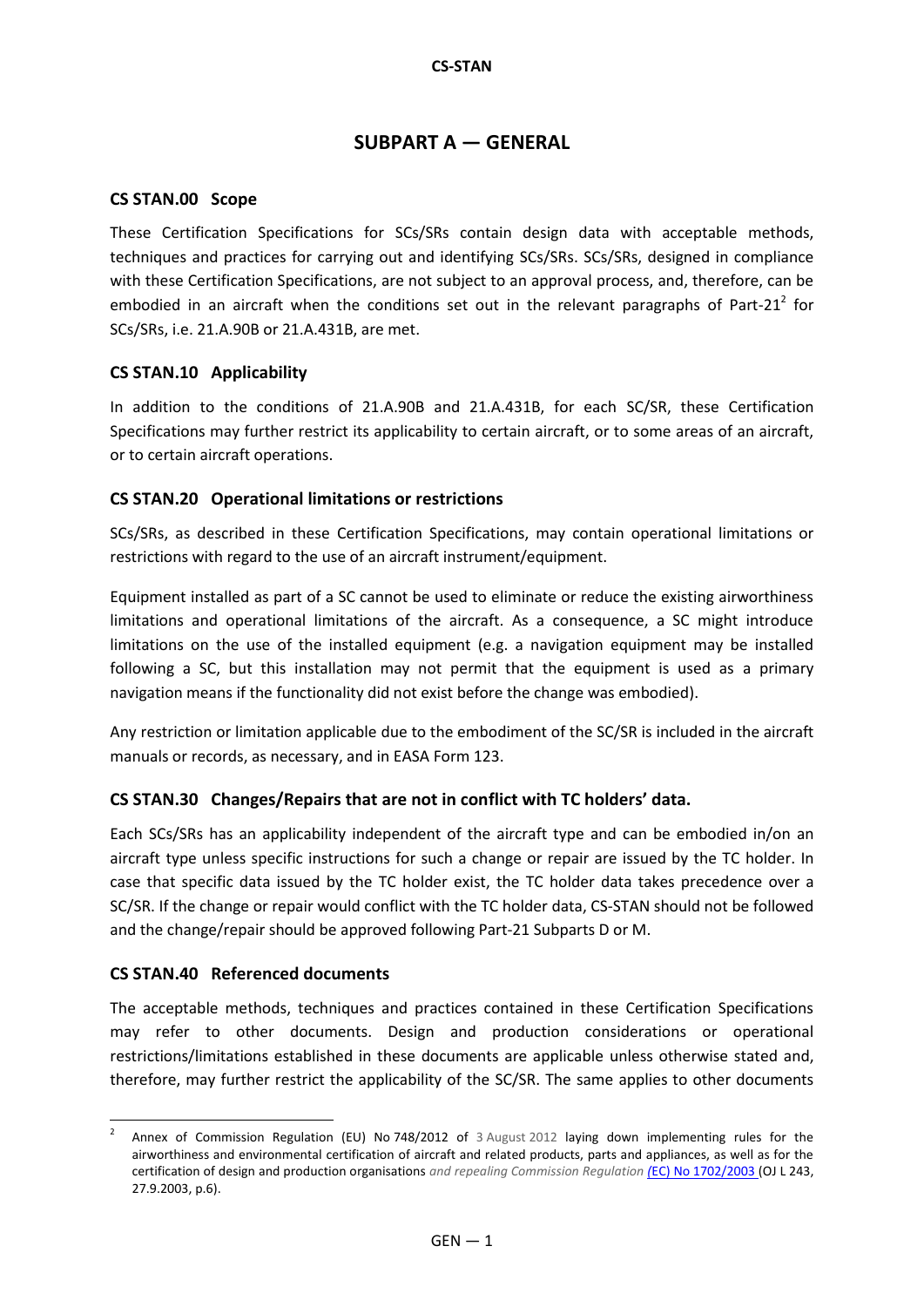# SUBPART A — GENERAL

## CS STAN.00 Scope

These Certification Specifications for SCs/SRs contain design data with acceptable methods, techniques and practices for carrying out and identifying SCs/SRs. SCs/SRs, designed in compliance with these Certification Specifications, are not subject to an approval process, and, therefore, can be embodied in an aircraft when the conditions set out in the relevant paragraphs of Part-21[2] for SCs/SRs, i.e. 21.A.90B or 21.A.431B, are met.

## CS STAN.10 Applicability

In addition to the conditions of 21.A.90B and 21.A.431B, for each SC/SR, these Certification Specifications may further restrict its applicability to certain aircraft, or to some areas of an aircraft, or to certain aircraft operations.

## CS STAN.20 Operational limitations or restrictions

SCs/SRs, as described in these Certification Specifications, may contain operational limitations or restrictions with regard to the use of an aircraft instrument/equipment.

Equipment installed as part of a SC cannot be used to eliminate or reduce the existing airworthiness limitations and operational limitations of the aircraft. As a consequence, a SC might introduce limitations on the use of the installed equipment (e.g. a navigation equipment may be installed following a SC, but this installation may not permit that the equipment is used as a primary navigation means if the functionality did not exist before the change was embodied).

Any restriction or limitation applicable due to the embodiment of the SC/SR is included in the aircraft manuals or records, as necessary, and in EASA Form 123.

## CS STAN.30 Changes/Repairs that are not in conflict with TC holders' data.

Each SCs/SRs has an applicability independent of the aircraft type and can be embodied in/on an aircraft type unless specific instructions for such a change or repair are issued by the TC holder. In case that specific data issued by the TC holder exist, the TC holder data takes precedence over a SC/SR. If the change or repair would conflict with the TC holder data, CS-STAN should not be followed and the change/repair should be approved following Part-21 Subparts D or M.

## CS STAN.40 Referenced documents

The acceptable methods, techniques and practices contained in these Certification Specifications may refer to other documents. Design and production considerations or operational restrictions/limitations established in these documents are applicable unless otherwise stated and, therefore, may further restrict the applicability of the SC/SR. The same applies to other documents

---

[2] Annex of Commission Regulation (EU) No 748/2012 of 3 August 2012 laying down implementing rules for the airworthiness and environmental certification of aircraft and related products, parts and appliances, as well as for the certification of design and production organisations *and repealing Commission Regulation (*EC) No 1702/2003 (OJ L 243, 27.9.2003, p.6).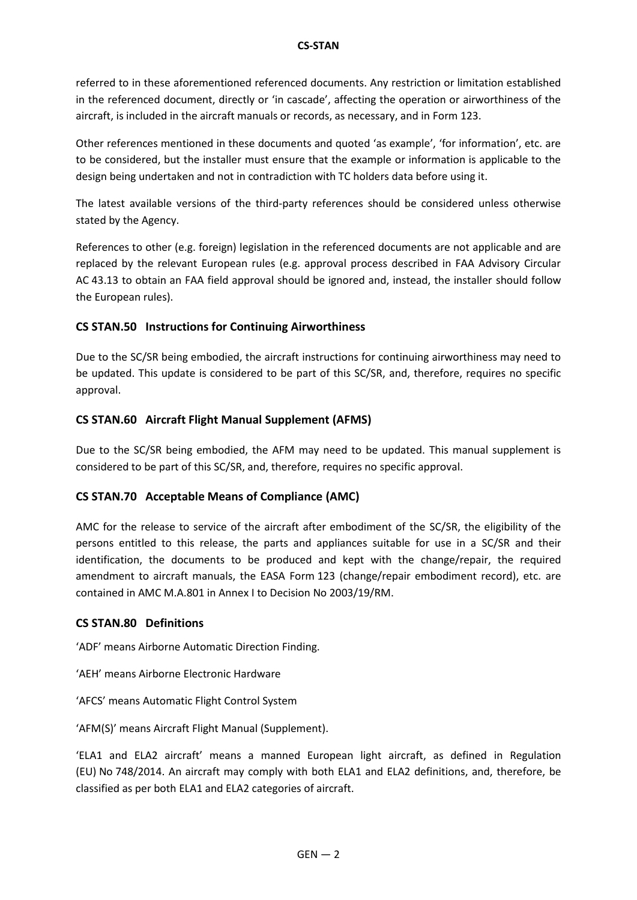referred to in these aforementioned referenced documents. Any restriction or limitation established in the referenced document, directly or 'in cascade', affecting the operation or airworthiness of the aircraft, is included in the aircraft manuals or records, as necessary, and in Form 123.

Other references mentioned in these documents and quoted 'as example', 'for information', etc. are to be considered, but the installer must ensure that the example or information is applicable to the design being undertaken and not in contradiction with TC holders data before using it.

The latest available versions of the third-party references should be considered unless otherwise stated by the Agency.

References to other (e.g. foreign) legislation in the referenced documents are not applicable and are replaced by the relevant European rules (e.g. approval process described in FAA Advisory Circular AC 43.13 to obtain an FAA field approval should be ignored and, instead, the installer should follow the European rules).

### CS STAN.50 Instructions for Continuing Airworthiness

Due to the SC/SR being embodied, the aircraft instructions for continuing airworthiness may need to be updated. This update is considered to be part of this SC/SR, and, therefore, requires no specific approval.

### CS STAN.60 Aircraft Flight Manual Supplement (AFMS)

Due to the SC/SR being embodied, the AFM may need to be updated. This manual supplement is considered to be part of this SC/SR, and, therefore, requires no specific approval.

### CS STAN.70 Acceptable Means of Compliance (AMC)

AMC for the release to service of the aircraft after embodiment of the SC/SR, the eligibility of the persons entitled to this release, the parts and appliances suitable for use in a SC/SR and their identification, the documents to be produced and kept with the change/repair, the required amendment to aircraft manuals, the EASA Form 123 (change/repair embodiment record), etc. are contained in AMC M.A.801 in Annex I to Decision No 2003/19/RM.

### CS STAN.80 Definitions

'ADF' means Airborne Automatic Direction Finding.

'AEH' means Airborne Electronic Hardware

'AFCS' means Automatic Flight Control System

'AFM(S)' means Aircraft Flight Manual (Supplement).

'ELA1 and ELA2 aircraft' means a manned European light aircraft, as defined in Regulation (EU) No 748/2014. An aircraft may comply with both ELA1 and ELA2 definitions, and, therefore, be classified as per both ELA1 and ELA2 categories of aircraft.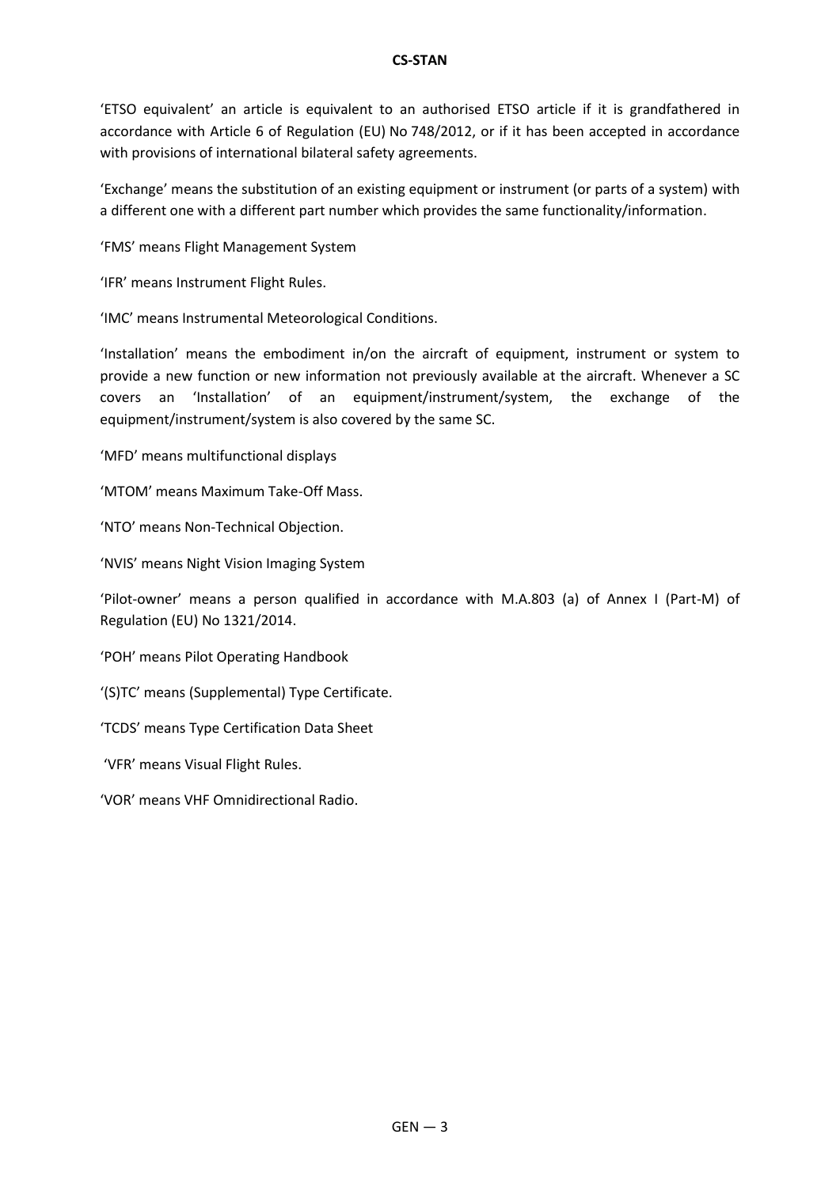'ETSO equivalent' an article is equivalent to an authorised ETSO article if it is grandfathered in accordance with Article 6 of Regulation (EU) No 748/2012, or if it has been accepted in accordance with provisions of international bilateral safety agreements.

'Exchange' means the substitution of an existing equipment or instrument (or parts of a system) with a different one with a different part number which provides the same functionality/information.

'FMS' means Flight Management System

'IFR' means Instrument Flight Rules.

'IMC' means Instrumental Meteorological Conditions.

'Installation' means the embodiment in/on the aircraft of equipment, instrument or system to provide a new function or new information not previously available at the aircraft. Whenever a SC covers an 'Installation' of an equipment/instrument/system, the exchange of the equipment/instrument/system is also covered by the same SC.

'MFD' means multifunctional displays

'MTOM' means Maximum Take-Off Mass.

'NTO' means Non-Technical Objection.

'NVIS' means Night Vision Imaging System

'Pilot-owner' means a person qualified in accordance with M.A.803 (a) of Annex I (Part-M) of Regulation (EU) No 1321/2014.

'POH' means Pilot Operating Handbook

'(S)TC' means (Supplemental) Type Certificate.

'TCDS' means Type Certification Data Sheet

'VFR' means Visual Flight Rules.

'VOR' means VHF Omnidirectional Radio.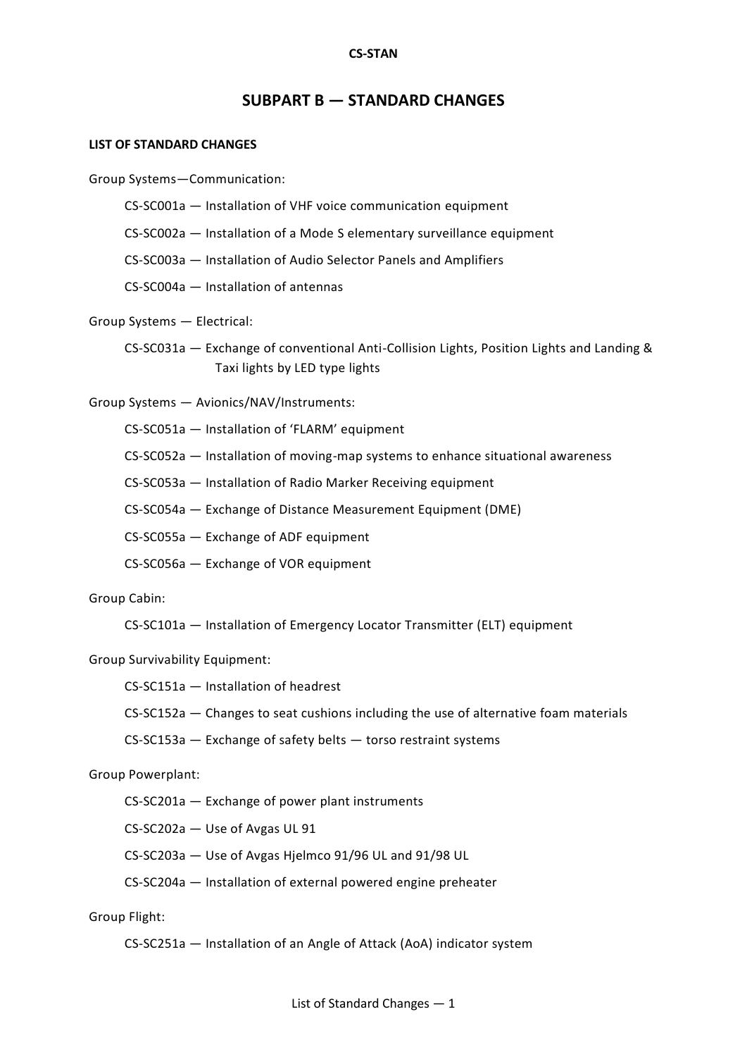# SUBPART B — STANDARD CHANGES

**LIST OF STANDARD CHANGES**

Group Systems—Communication:

- CS-SC001a — Installation of VHF voice communication equipment
- CS-SC002a — Installation of a Mode S elementary surveillance equipment
- CS-SC003a — Installation of Audio Selector Panels and Amplifiers
- CS-SC004a — Installation of antennas

Group Systems — Electrical:

- CS-SC031a — Exchange of conventional Anti-Collision Lights, Position Lights and Landing & Taxi lights by LED type lights

Group Systems — Avionics/NAV/Instruments:

- CS-SC051a — Installation of 'FLARM' equipment
- CS-SC052a — Installation of moving-map systems to enhance situational awareness
- CS-SC053a — Installation of Radio Marker Receiving equipment
- CS-SC054a — Exchange of Distance Measurement Equipment (DME)
- CS-SC055a — Exchange of ADF equipment
- CS-SC056a — Exchange of VOR equipment

Group Cabin:

- CS-SC101a — Installation of Emergency Locator Transmitter (ELT) equipment

Group Survivability Equipment:

- CS-SC151a — Installation of headrest
- CS-SC152a — Changes to seat cushions including the use of alternative foam materials
- CS-SC153a — Exchange of safety belts — torso restraint systems

Group Powerplant:

- CS-SC201a — Exchange of power plant instruments
- CS-SC202a — Use of Avgas UL 91
- CS-SC203a — Use of Avgas Hjelmco 91/96 UL and 91/98 UL
- CS-SC204a — Installation of external powered engine preheater

Group Flight:

- CS-SC251a — Installation of an Angle of Attack (AoA) indicator system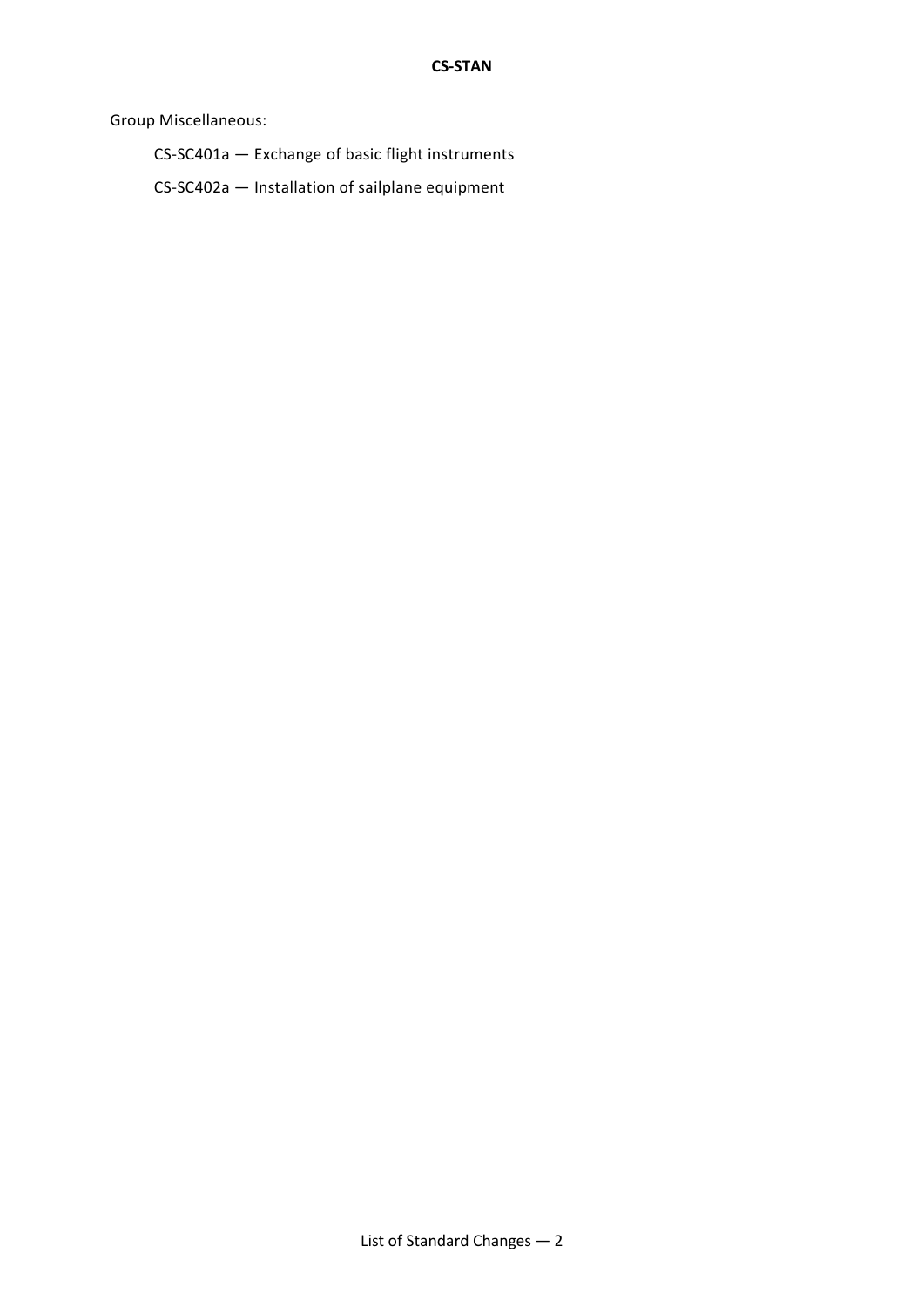Group Miscellaneous:

CS-SC401a — Exchange of basic flight instruments

CS-SC402a — Installation of sailplane equipment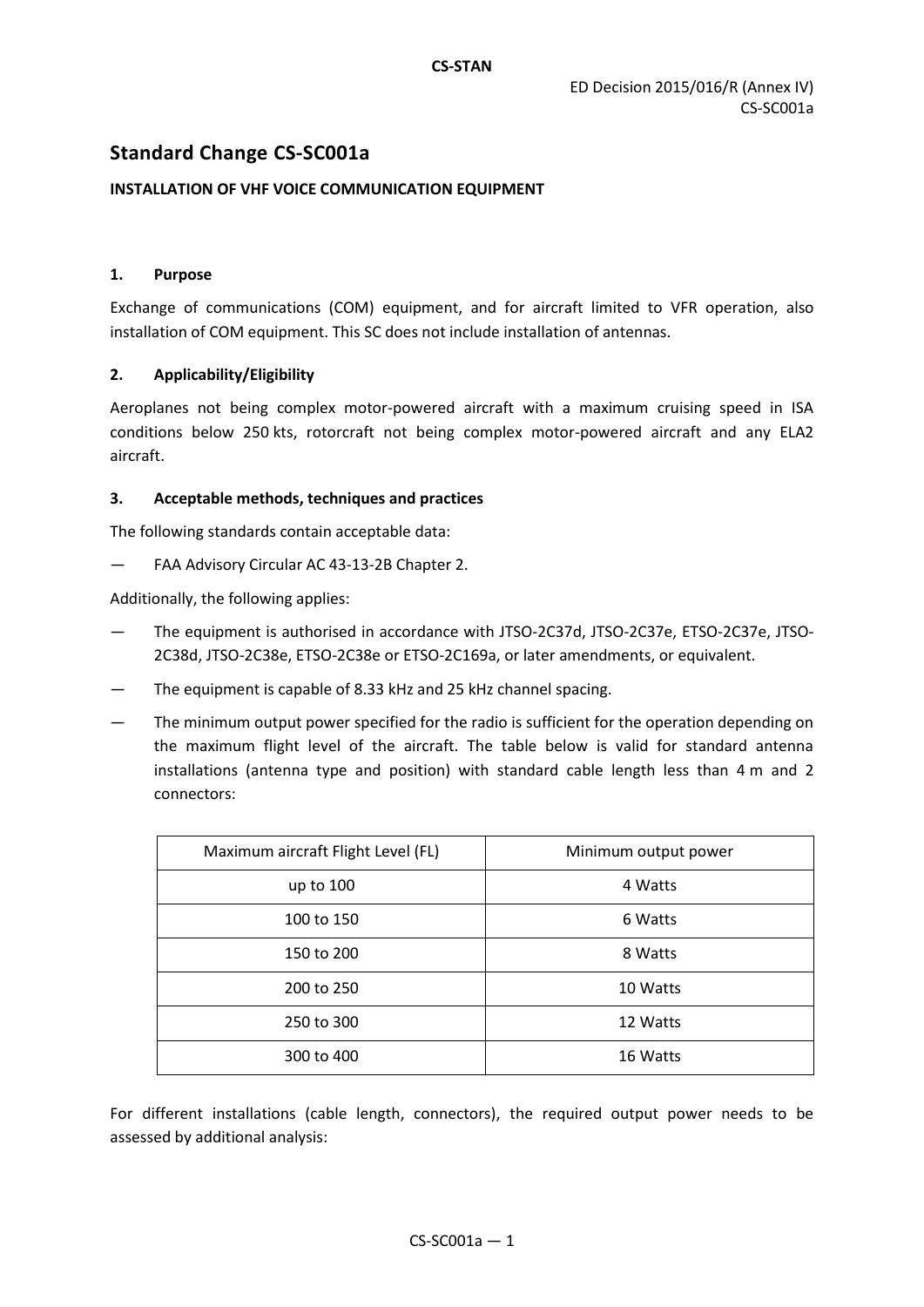ED Decision 2015/016/R (Annex IV)
CS-SC001a

# Standard Change CS-SC001a

**INSTALLATION OF VHF VOICE COMMUNICATION EQUIPMENT**

## 1. Purpose

Exchange of communications (COM) equipment, and for aircraft limited to VFR operation, also installation of COM equipment. This SC does not include installation of antennas.

## 2. Applicability/Eligibility

Aeroplanes not being complex motor-powered aircraft with a maximum cruising speed in ISA conditions below 250 kts, rotorcraft not being complex motor-powered aircraft and any ELA2 aircraft.

## 3. Acceptable methods, techniques and practices

The following standards contain acceptable data:

— FAA Advisory Circular AC 43-13-2B Chapter 2.

Additionally, the following applies:

— The equipment is authorised in accordance with JTSO-2C37d, JTSO-2C37e, ETSO-2C37e, JTSO-2C38d, JTSO-2C38e, ETSO-2C38e or ETSO-2C169a, or later amendments, or equivalent.

— The equipment is capable of 8.33 kHz and 25 kHz channel spacing.

— The minimum output power specified for the radio is sufficient for the operation depending on the maximum flight level of the aircraft. The table below is valid for standard antenna installations (antenna type and position) with standard cable length less than 4 m and 2 connectors:

| Maximum aircraft Flight Level (FL) | Minimum output power |
|---|---|
| up to 100 | 4 Watts |
| 100 to 150 | 6 Watts |
| 150 to 200 | 8 Watts |
| 200 to 250 | 10 Watts |
| 250 to 300 | 12 Watts |
| 300 to 400 | 16 Watts |

For different installations (cable length, connectors), the required output power needs to be assessed by additional analysis: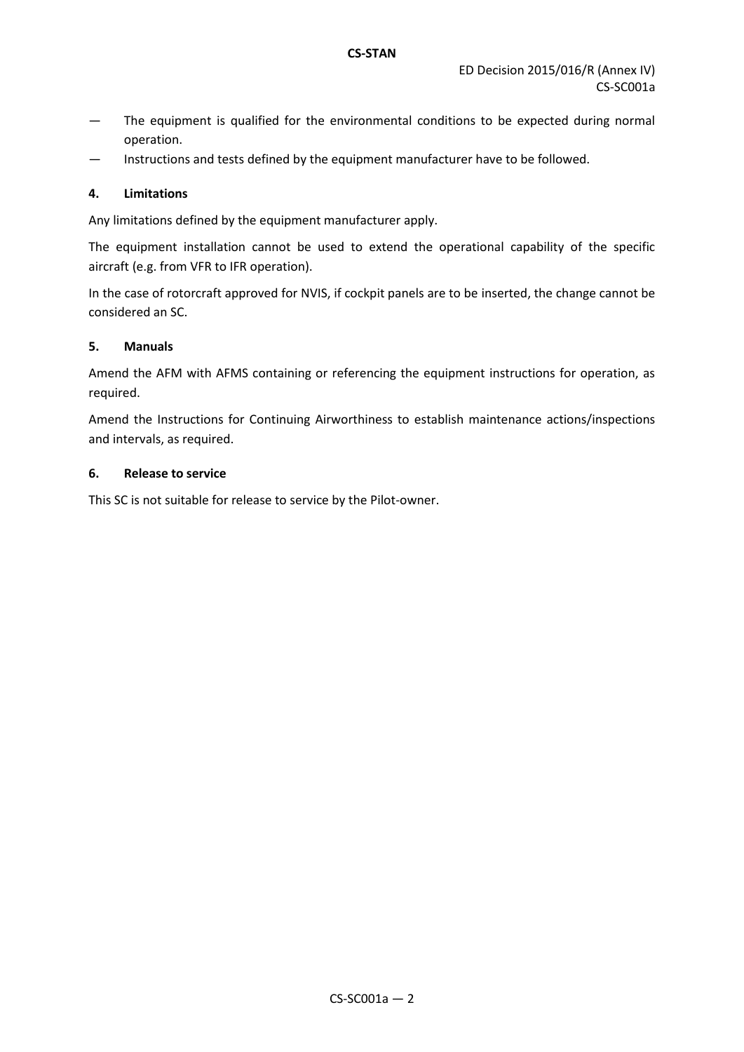— The equipment is qualified for the environmental conditions to be expected during normal operation.

— Instructions and tests defined by the equipment manufacturer have to be followed.

## 4. Limitations

Any limitations defined by the equipment manufacturer apply.

The equipment installation cannot be used to extend the operational capability of the specific aircraft (e.g. from VFR to IFR operation).

In the case of rotorcraft approved for NVIS, if cockpit panels are to be inserted, the change cannot be considered an SC.

## 5. Manuals

Amend the AFM with AFMS containing or referencing the equipment instructions for operation, as required.

Amend the Instructions for Continuing Airworthiness to establish maintenance actions/inspections and intervals, as required.

## 6. Release to service

This SC is not suitable for release to service by the Pilot-owner.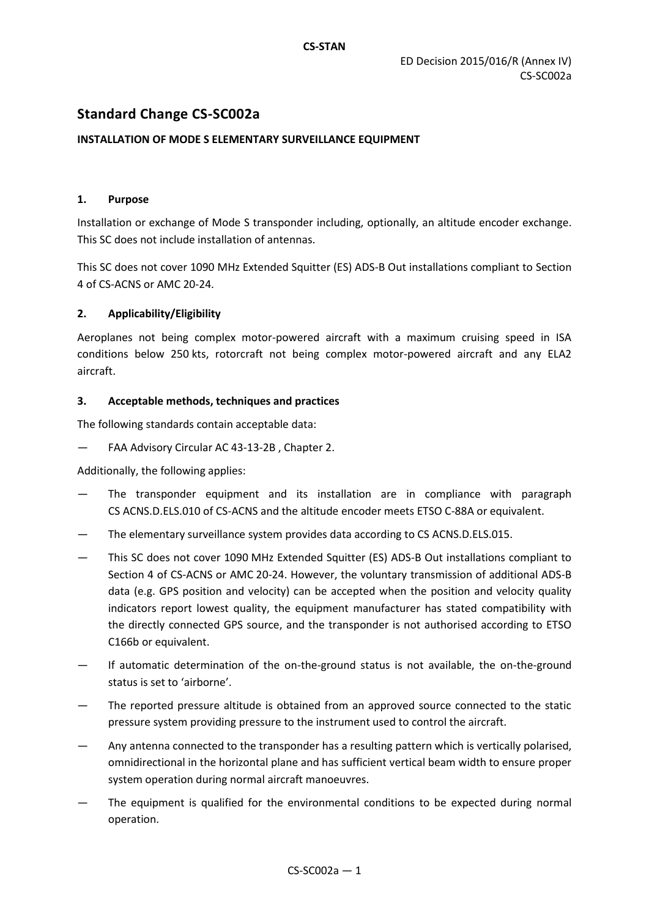## Standard Change CS-SC002a

**INSTALLATION OF MODE S ELEMENTARY SURVEILLANCE EQUIPMENT**

### 1. Purpose

Installation or exchange of Mode S transponder including, optionally, an altitude encoder exchange. This SC does not include installation of antennas.

This SC does not cover 1090 MHz Extended Squitter (ES) ADS-B Out installations compliant to Section 4 of CS-ACNS or AMC 20-24.

### 2. Applicability/Eligibility

Aeroplanes not being complex motor-powered aircraft with a maximum cruising speed in ISA conditions below 250 kts, rotorcraft not being complex motor-powered aircraft and any ELA2 aircraft.

### 3. Acceptable methods, techniques and practices

The following standards contain acceptable data:

— FAA Advisory Circular AC 43-13-2B , Chapter 2.

Additionally, the following applies:

— The transponder equipment and its installation are in compliance with paragraph CS ACNS.D.ELS.010 of CS-ACNS and the altitude encoder meets ETSO C-88A or equivalent.

— The elementary surveillance system provides data according to CS ACNS.D.ELS.015.

— This SC does not cover 1090 MHz Extended Squitter (ES) ADS-B Out installations compliant to Section 4 of CS-ACNS or AMC 20-24. However, the voluntary transmission of additional ADS-B data (e.g. GPS position and velocity) can be accepted when the position and velocity quality indicators report lowest quality, the equipment manufacturer has stated compatibility with the directly connected GPS source, and the transponder is not authorised according to ETSO C166b or equivalent.

— If automatic determination of the on-the-ground status is not available, the on-the-ground status is set to 'airborne'.

— The reported pressure altitude is obtained from an approved source connected to the static pressure system providing pressure to the instrument used to control the aircraft.

— Any antenna connected to the transponder has a resulting pattern which is vertically polarised, omnidirectional in the horizontal plane and has sufficient vertical beam width to ensure proper system operation during normal aircraft manoeuvres.

— The equipment is qualified for the environmental conditions to be expected during normal operation.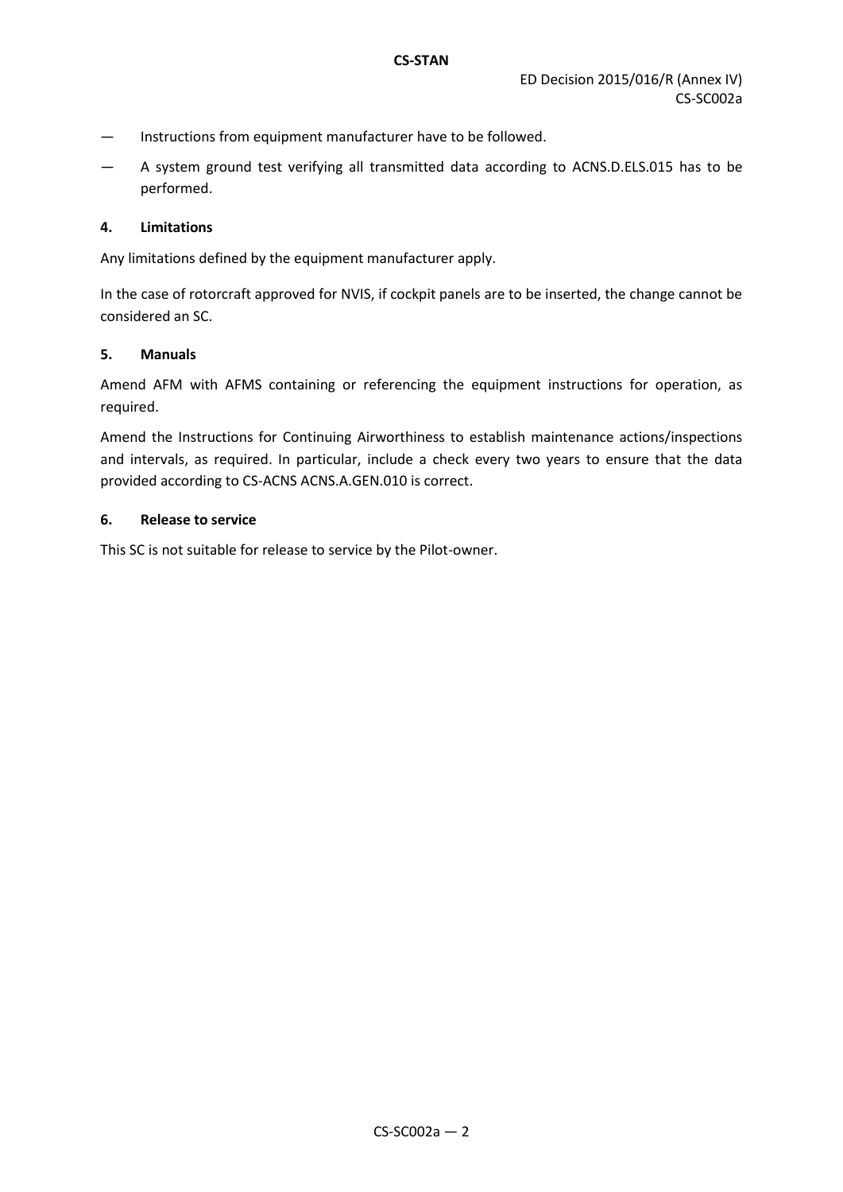— Instructions from equipment manufacturer have to be followed.

— A system ground test verifying all transmitted data according to ACNS.D.ELS.015 has to be performed.

## 4. Limitations

Any limitations defined by the equipment manufacturer apply.

In the case of rotorcraft approved for NVIS, if cockpit panels are to be inserted, the change cannot be considered an SC.

## 5. Manuals

Amend AFM with AFMS containing or referencing the equipment instructions for operation, as required.

Amend the Instructions for Continuing Airworthiness to establish maintenance actions/inspections and intervals, as required. In particular, include a check every two years to ensure that the data provided according to CS-ACNS ACNS.A.GEN.010 is correct.

## 6. Release to service

This SC is not suitable for release to service by the Pilot-owner.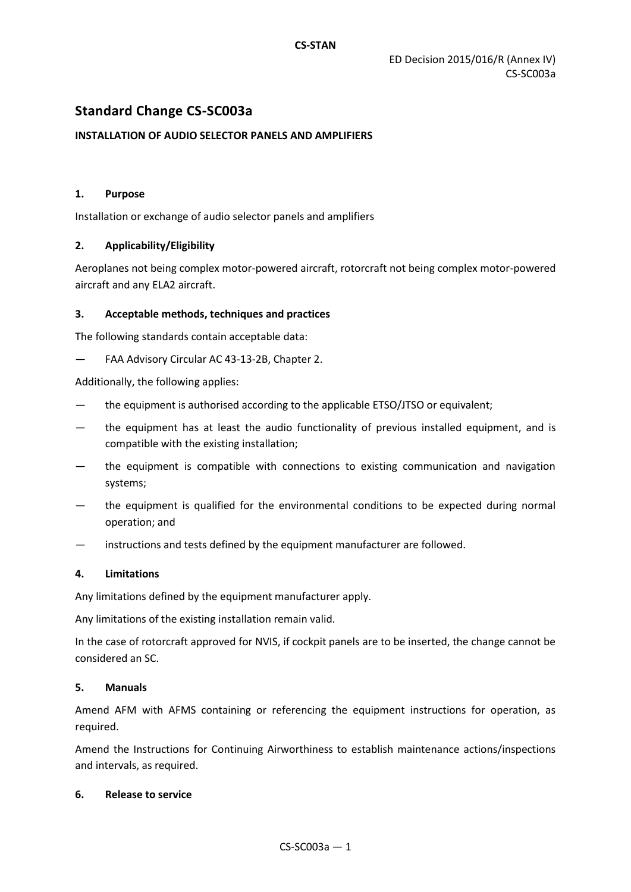ED Decision 2015/016/R (Annex IV)
CS-SC003a

# Standard Change CS-SC003a

**INSTALLATION OF AUDIO SELECTOR PANELS AND AMPLIFIERS**

## 1. Purpose

Installation or exchange of audio selector panels and amplifiers

## 2. Applicability/Eligibility

Aeroplanes not being complex motor-powered aircraft, rotorcraft not being complex motor-powered aircraft and any ELA2 aircraft.

## 3. Acceptable methods, techniques and practices

The following standards contain acceptable data:

— FAA Advisory Circular AC 43-13-2B, Chapter 2.

Additionally, the following applies:

— the equipment is authorised according to the applicable ETSO/JTSO or equivalent;

— the equipment has at least the audio functionality of previous installed equipment, and is compatible with the existing installation;

— the equipment is compatible with connections to existing communication and navigation systems;

— the equipment is qualified for the environmental conditions to be expected during normal operation; and

— instructions and tests defined by the equipment manufacturer are followed.

## 4. Limitations

Any limitations defined by the equipment manufacturer apply.

Any limitations of the existing installation remain valid.

In the case of rotorcraft approved for NVIS, if cockpit panels are to be inserted, the change cannot be considered an SC.

## 5. Manuals

Amend AFM with AFMS containing or referencing the equipment instructions for operation, as required.

Amend the Instructions for Continuing Airworthiness to establish maintenance actions/inspections and intervals, as required.

## 6. Release to service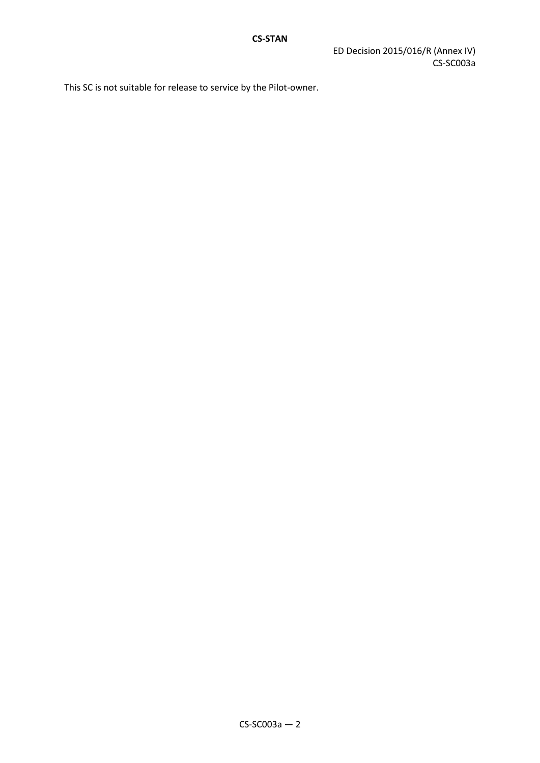This SC is not suitable for release to service by the Pilot-owner.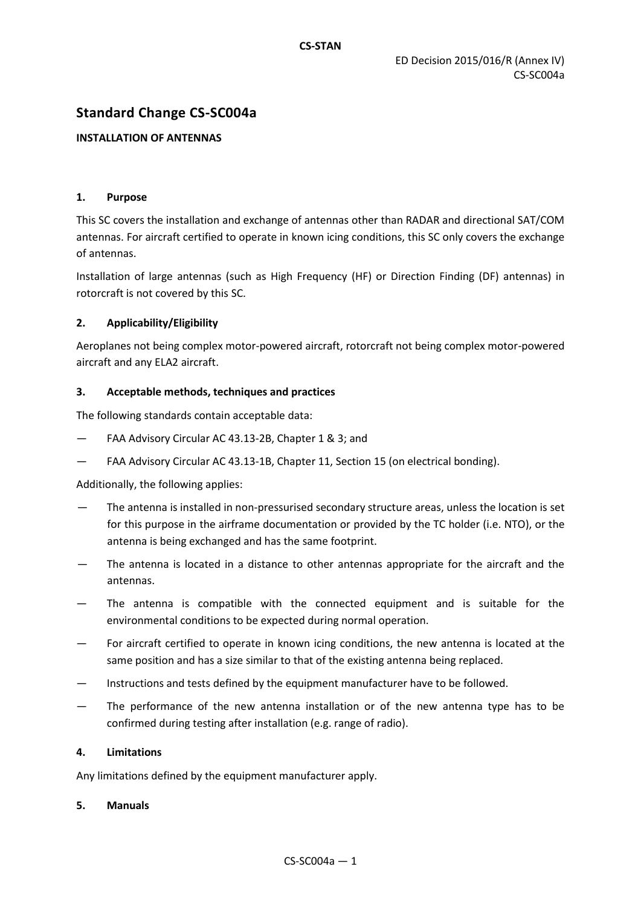# Standard Change CS-SC004a

**INSTALLATION OF ANTENNAS**

## 1. Purpose

This SC covers the installation and exchange of antennas other than RADAR and directional SAT/COM antennas. For aircraft certified to operate in known icing conditions, this SC only covers the exchange of antennas.

Installation of large antennas (such as High Frequency (HF) or Direction Finding (DF) antennas) in rotorcraft is not covered by this SC.

## 2. Applicability/Eligibility

Aeroplanes not being complex motor-powered aircraft, rotorcraft not being complex motor-powered aircraft and any ELA2 aircraft.

## 3. Acceptable methods, techniques and practices

The following standards contain acceptable data:

— FAA Advisory Circular AC 43.13-2B, Chapter 1 & 3; and

— FAA Advisory Circular AC 43.13-1B, Chapter 11, Section 15 (on electrical bonding).

Additionally, the following applies:

— The antenna is installed in non-pressurised secondary structure areas, unless the location is set for this purpose in the airframe documentation or provided by the TC holder (i.e. NTO), or the antenna is being exchanged and has the same footprint.

— The antenna is located in a distance to other antennas appropriate for the aircraft and the antennas.

— The antenna is compatible with the connected equipment and is suitable for the environmental conditions to be expected during normal operation.

— For aircraft certified to operate in known icing conditions, the new antenna is located at the same position and has a size similar to that of the existing antenna being replaced.

— Instructions and tests defined by the equipment manufacturer have to be followed.

— The performance of the new antenna installation or of the new antenna type has to be confirmed during testing after installation (e.g. range of radio).

## 4. Limitations

Any limitations defined by the equipment manufacturer apply.

## 5. Manuals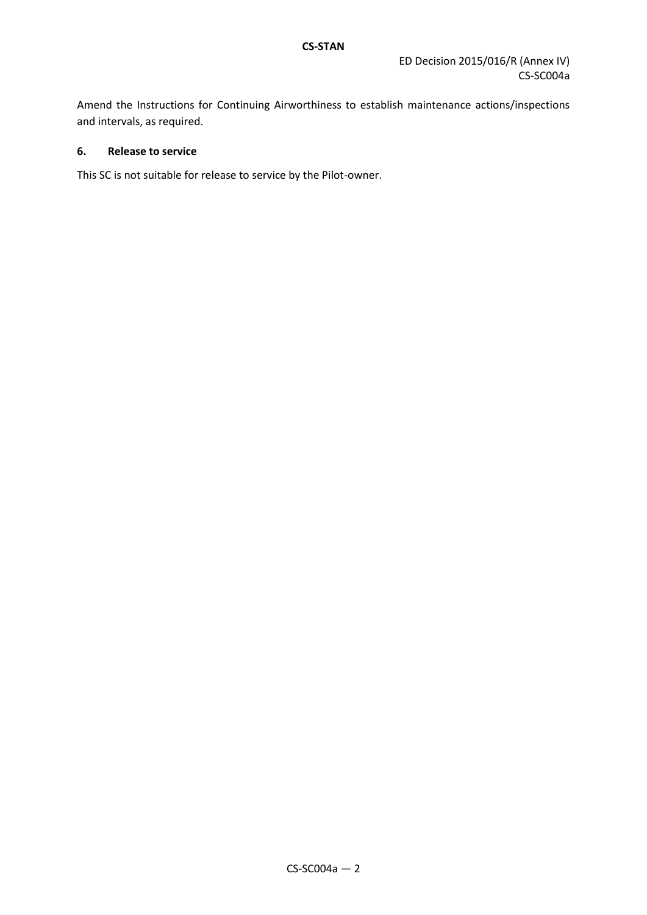Amend the Instructions for Continuing Airworthiness to establish maintenance actions/inspections and intervals, as required.

## 6. Release to service

This SC is not suitable for release to service by the Pilot-owner.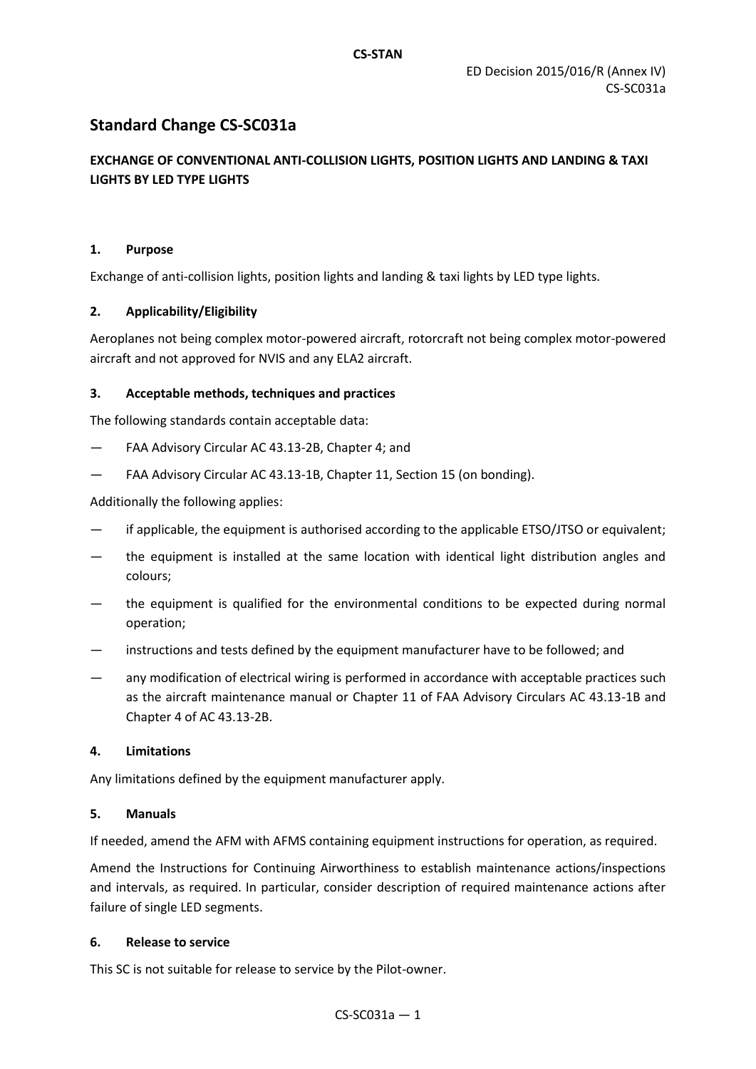# Standard Change CS-SC031a

## EXCHANGE OF CONVENTIONAL ANTI-COLLISION LIGHTS, POSITION LIGHTS AND LANDING & TAXI LIGHTS BY LED TYPE LIGHTS

### 1. Purpose

Exchange of anti-collision lights, position lights and landing & taxi lights by LED type lights.

### 2. Applicability/Eligibility

Aeroplanes not being complex motor-powered aircraft, rotorcraft not being complex motor-powered aircraft and not approved for NVIS and any ELA2 aircraft.

### 3. Acceptable methods, techniques and practices

The following standards contain acceptable data:

- FAA Advisory Circular AC 43.13-2B, Chapter 4; and
- FAA Advisory Circular AC 43.13-1B, Chapter 11, Section 15 (on bonding).

Additionally the following applies:

- if applicable, the equipment is authorised according to the applicable ETSO/JTSO or equivalent;
- the equipment is installed at the same location with identical light distribution angles and colours;
- the equipment is qualified for the environmental conditions to be expected during normal operation;
- instructions and tests defined by the equipment manufacturer have to be followed; and
- any modification of electrical wiring is performed in accordance with acceptable practices such as the aircraft maintenance manual or Chapter 11 of FAA Advisory Circulars AC 43.13-1B and Chapter 4 of AC 43.13-2B.

### 4. Limitations

Any limitations defined by the equipment manufacturer apply.

### 5. Manuals

If needed, amend the AFM with AFMS containing equipment instructions for operation, as required.

Amend the Instructions for Continuing Airworthiness to establish maintenance actions/inspections and intervals, as required. In particular, consider description of required maintenance actions after failure of single LED segments.

### 6. Release to service

This SC is not suitable for release to service by the Pilot-owner.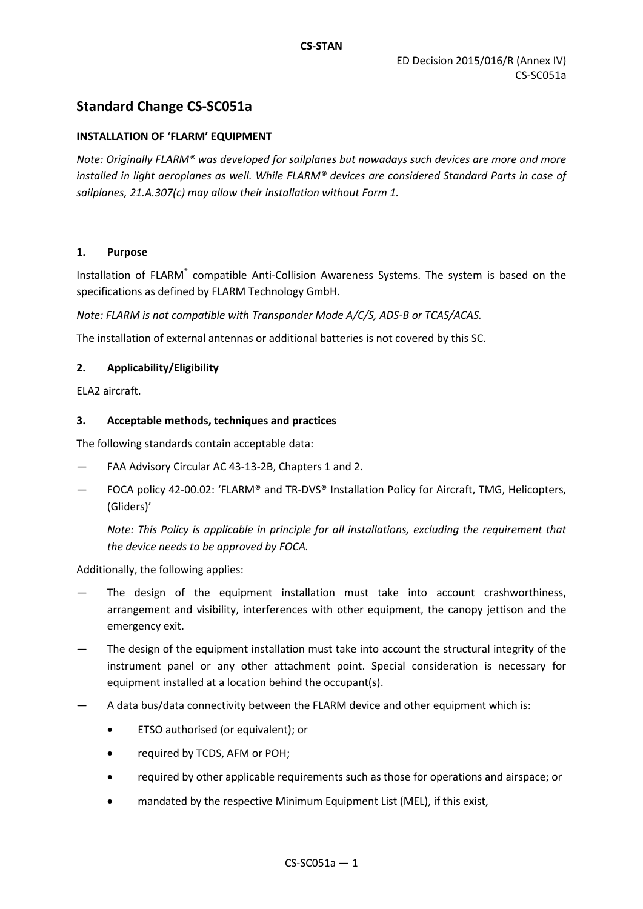## Standard Change CS-SC051a

**INSTALLATION OF 'FLARM' EQUIPMENT**

*Note: Originally FLARM® was developed for sailplanes but nowadays such devices are more and more installed in light aeroplanes as well. While FLARM® devices are considered Standard Parts in case of sailplanes, 21.A.307(c) may allow their installation without Form 1.*

### 1. Purpose

Installation of FLARM® compatible Anti-Collision Awareness Systems. The system is based on the specifications as defined by FLARM Technology GmbH.

*Note: FLARM is not compatible with Transponder Mode A/C/S, ADS-B or TCAS/ACAS.*

The installation of external antennas or additional batteries is not covered by this SC.

### 2. Applicability/Eligibility

ELA2 aircraft.

### 3. Acceptable methods, techniques and practices

The following standards contain acceptable data:

— FAA Advisory Circular AC 43-13-2B, Chapters 1 and 2.

— FOCA policy 42-00.02: 'FLARM® and TR-DVS® Installation Policy for Aircraft, TMG, Helicopters, (Gliders)'

  *Note: This Policy is applicable in principle for all installations, excluding the requirement that the device needs to be approved by FOCA.*

Additionally, the following applies:

— The design of the equipment installation must take into account crashworthiness, arrangement and visibility, interferences with other equipment, the canopy jettison and the emergency exit.

— The design of the equipment installation must take into account the structural integrity of the instrument panel or any other attachment point. Special consideration is necessary for equipment installed at a location behind the occupant(s).

— A data bus/data connectivity between the FLARM device and other equipment which is:

  - ETSO authorised (or equivalent); or
  - required by TCDS, AFM or POH;
  - required by other applicable requirements such as those for operations and airspace; or
  - mandated by the respective Minimum Equipment List (MEL), if this exist,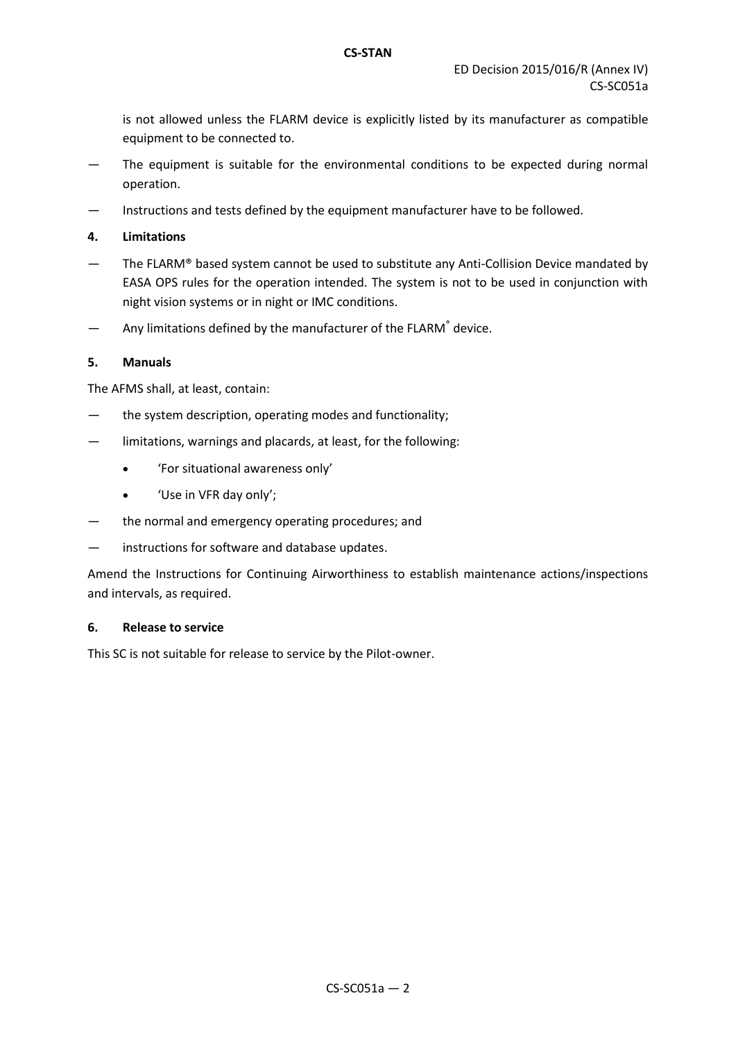is not allowed unless the FLARM device is explicitly listed by its manufacturer as compatible equipment to be connected to.

— The equipment is suitable for the environmental conditions to be expected during normal operation.

— Instructions and tests defined by the equipment manufacturer have to be followed.

**4. Limitations**

— The FLARM® based system cannot be used to substitute any Anti-Collision Device mandated by EASA OPS rules for the operation intended. The system is not to be used in conjunction with night vision systems or in night or IMC conditions.

— Any limitations defined by the manufacturer of the FLARM® device.

**5. Manuals**

The AFMS shall, at least, contain:

— the system description, operating modes and functionality;

— limitations, warnings and placards, at least, for the following:

- 'For situational awareness only'
- 'Use in VFR day only';

— the normal and emergency operating procedures; and

— instructions for software and database updates.

Amend the Instructions for Continuing Airworthiness to establish maintenance actions/inspections and intervals, as required.

**6. Release to service**

This SC is not suitable for release to service by the Pilot-owner.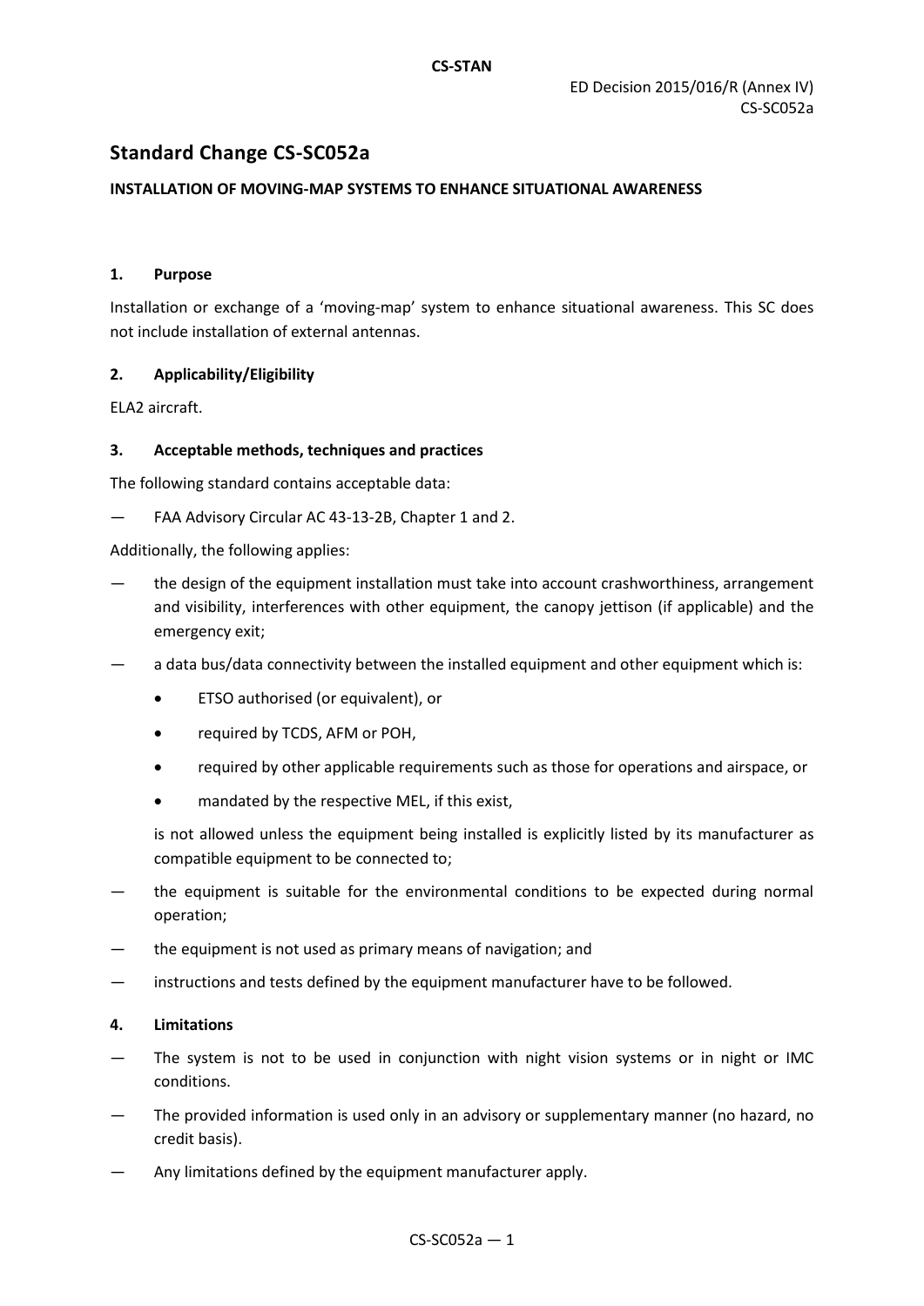# Standard Change CS-SC052a

**INSTALLATION OF MOVING-MAP SYSTEMS TO ENHANCE SITUATIONAL AWARENESS**

## 1. Purpose

Installation or exchange of a 'moving-map' system to enhance situational awareness. This SC does not include installation of external antennas.

## 2. Applicability/Eligibility

ELA2 aircraft.

## 3. Acceptable methods, techniques and practices

The following standard contains acceptable data:

— FAA Advisory Circular AC 43-13-2B, Chapter 1 and 2.

Additionally, the following applies:

— the design of the equipment installation must take into account crashworthiness, arrangement and visibility, interferences with other equipment, the canopy jettison (if applicable) and the emergency exit;

— a data bus/data connectivity between the installed equipment and other equipment which is:

- ETSO authorised (or equivalent), or
- required by TCDS, AFM or POH,
- required by other applicable requirements such as those for operations and airspace, or
- mandated by the respective MEL, if this exist,

is not allowed unless the equipment being installed is explicitly listed by its manufacturer as compatible equipment to be connected to;

— the equipment is suitable for the environmental conditions to be expected during normal operation;

— the equipment is not used as primary means of navigation; and

— instructions and tests defined by the equipment manufacturer have to be followed.

## 4. Limitations

— The system is not to be used in conjunction with night vision systems or in night or IMC conditions.

— The provided information is used only in an advisory or supplementary manner (no hazard, no credit basis).

— Any limitations defined by the equipment manufacturer apply.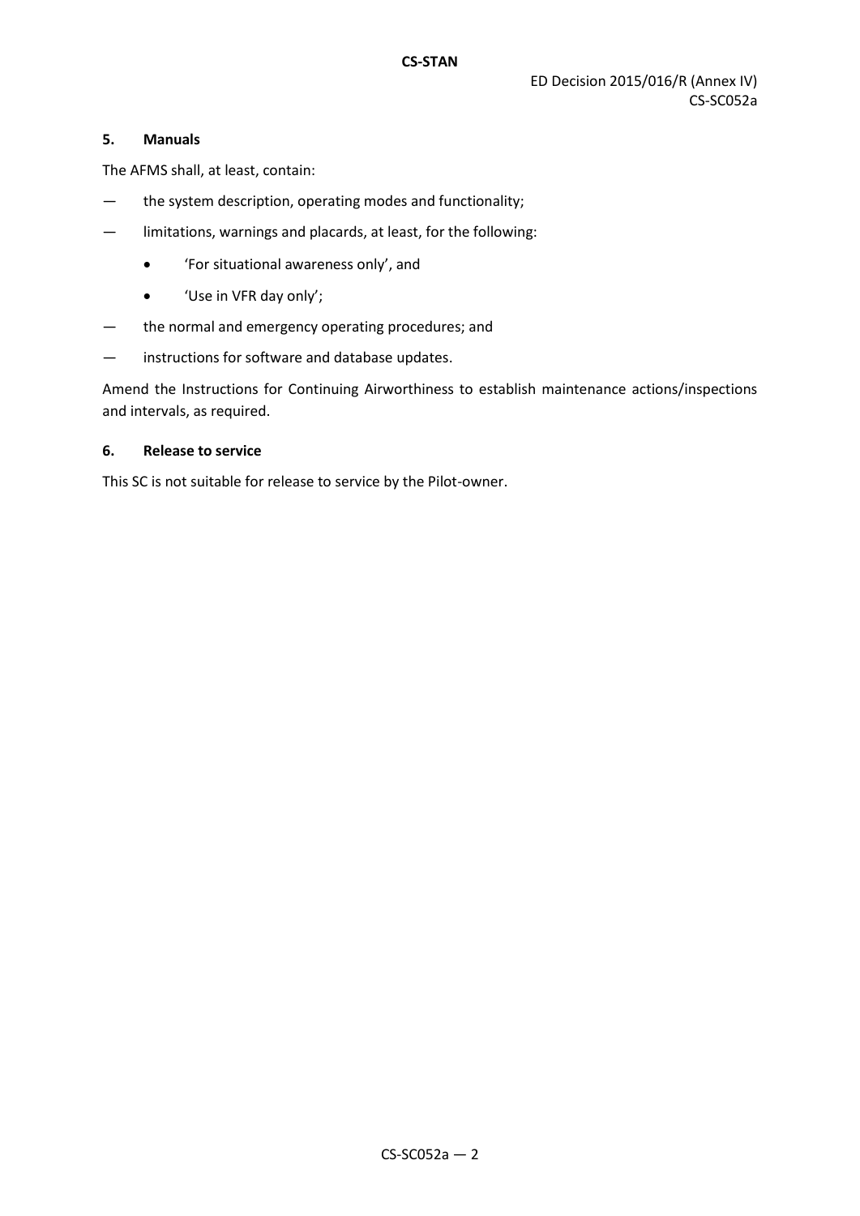### 5. Manuals

The AFMS shall, at least, contain:

- the system description, operating modes and functionality;
- limitations, warnings and placards, at least, for the following:
  - 'For situational awareness only', and
  - 'Use in VFR day only';
- the normal and emergency operating procedures; and
- instructions for software and database updates.

Amend the Instructions for Continuing Airworthiness to establish maintenance actions/inspections and intervals, as required.

### 6. Release to service

This SC is not suitable for release to service by the Pilot-owner.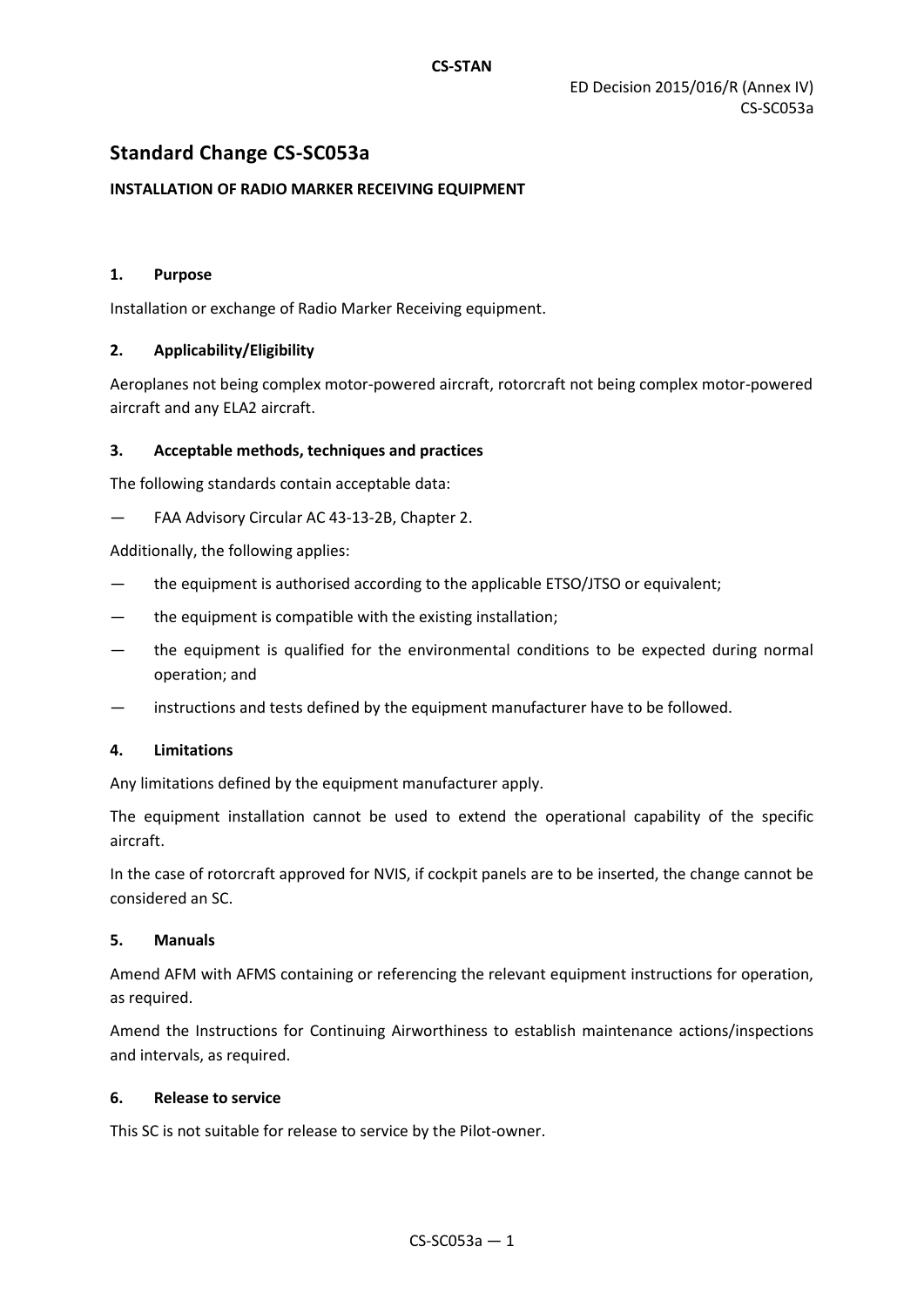# Standard Change CS-SC053a

**INSTALLATION OF RADIO MARKER RECEIVING EQUIPMENT**

**1. Purpose**

Installation or exchange of Radio Marker Receiving equipment.

**2. Applicability/Eligibility**

Aeroplanes not being complex motor-powered aircraft, rotorcraft not being complex motor-powered aircraft and any ELA2 aircraft.

**3. Acceptable methods, techniques and practices**

The following standards contain acceptable data:

— FAA Advisory Circular AC 43-13-2B, Chapter 2.

Additionally, the following applies:

— the equipment is authorised according to the applicable ETSO/JTSO or equivalent;

— the equipment is compatible with the existing installation;

— the equipment is qualified for the environmental conditions to be expected during normal operation; and

— instructions and tests defined by the equipment manufacturer have to be followed.

**4. Limitations**

Any limitations defined by the equipment manufacturer apply.

The equipment installation cannot be used to extend the operational capability of the specific aircraft.

In the case of rotorcraft approved for NVIS, if cockpit panels are to be inserted, the change cannot be considered an SC.

**5. Manuals**

Amend AFM with AFMS containing or referencing the relevant equipment instructions for operation, as required.

Amend the Instructions for Continuing Airworthiness to establish maintenance actions/inspections and intervals, as required.

**6. Release to service**

This SC is not suitable for release to service by the Pilot-owner.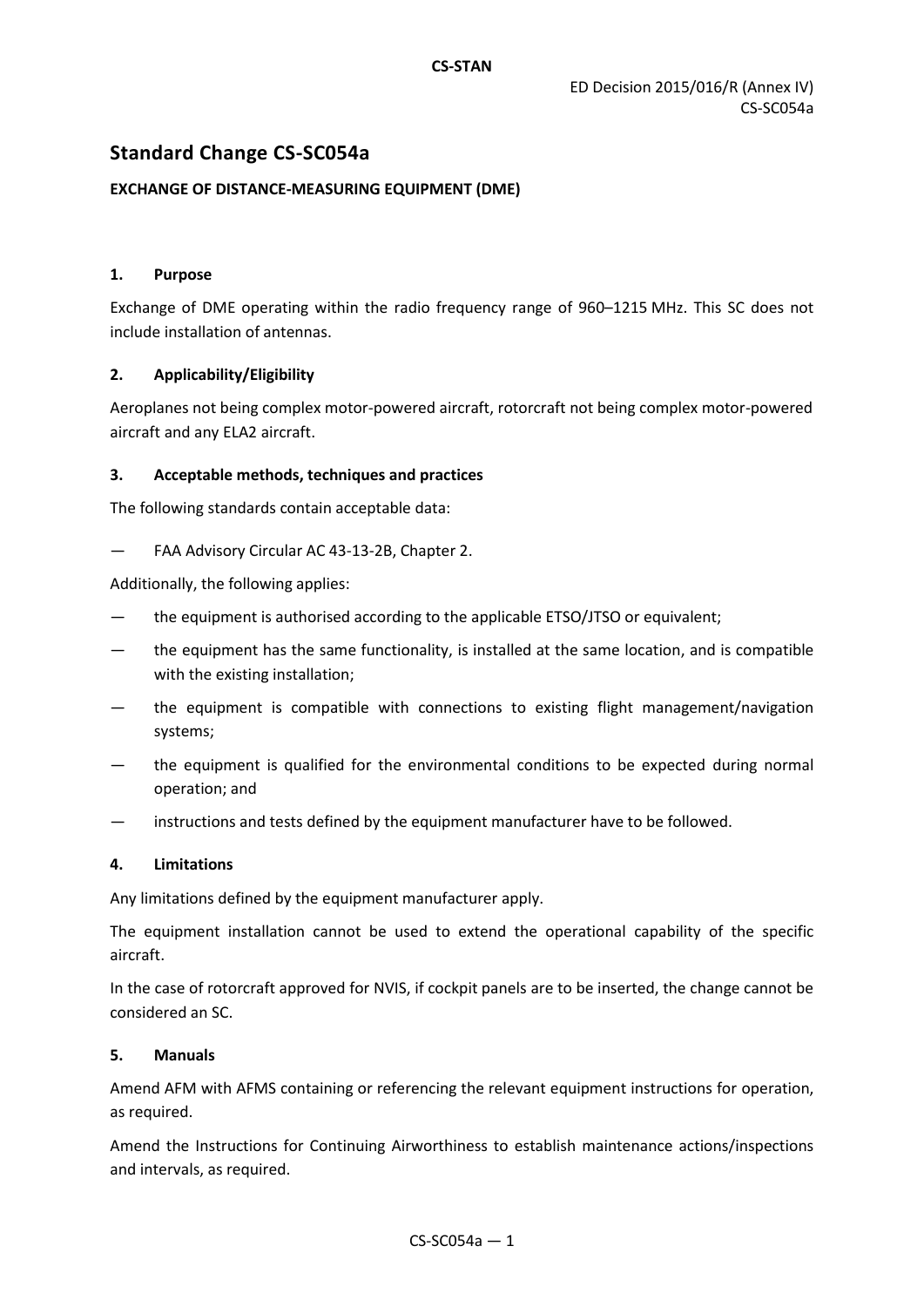# Standard Change CS-SC054a

**EXCHANGE OF DISTANCE-MEASURING EQUIPMENT (DME)**

## 1. Purpose

Exchange of DME operating within the radio frequency range of 960–1215 MHz. This SC does not include installation of antennas.

## 2. Applicability/Eligibility

Aeroplanes not being complex motor-powered aircraft, rotorcraft not being complex motor-powered aircraft and any ELA2 aircraft.

## 3. Acceptable methods, techniques and practices

The following standards contain acceptable data:

— FAA Advisory Circular AC 43-13-2B, Chapter 2.

Additionally, the following applies:

— the equipment is authorised according to the applicable ETSO/JTSO or equivalent;

— the equipment has the same functionality, is installed at the same location, and is compatible with the existing installation;

— the equipment is compatible with connections to existing flight management/navigation systems;

— the equipment is qualified for the environmental conditions to be expected during normal operation; and

— instructions and tests defined by the equipment manufacturer have to be followed.

## 4. Limitations

Any limitations defined by the equipment manufacturer apply.

The equipment installation cannot be used to extend the operational capability of the specific aircraft.

In the case of rotorcraft approved for NVIS, if cockpit panels are to be inserted, the change cannot be considered an SC.

## 5. Manuals

Amend AFM with AFMS containing or referencing the relevant equipment instructions for operation, as required.

Amend the Instructions for Continuing Airworthiness to establish maintenance actions/inspections and intervals, as required.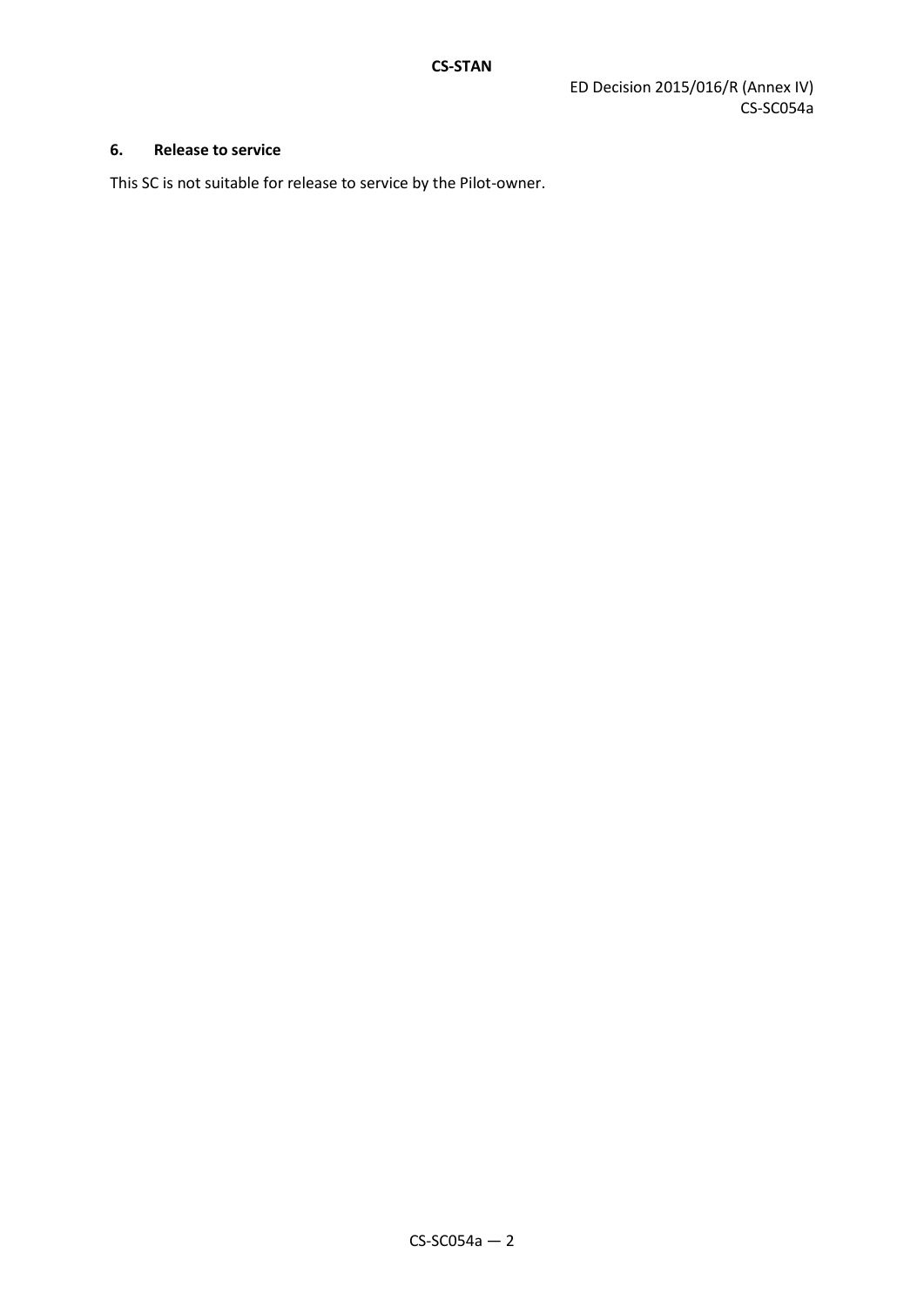## 6. Release to service

This SC is not suitable for release to service by the Pilot-owner.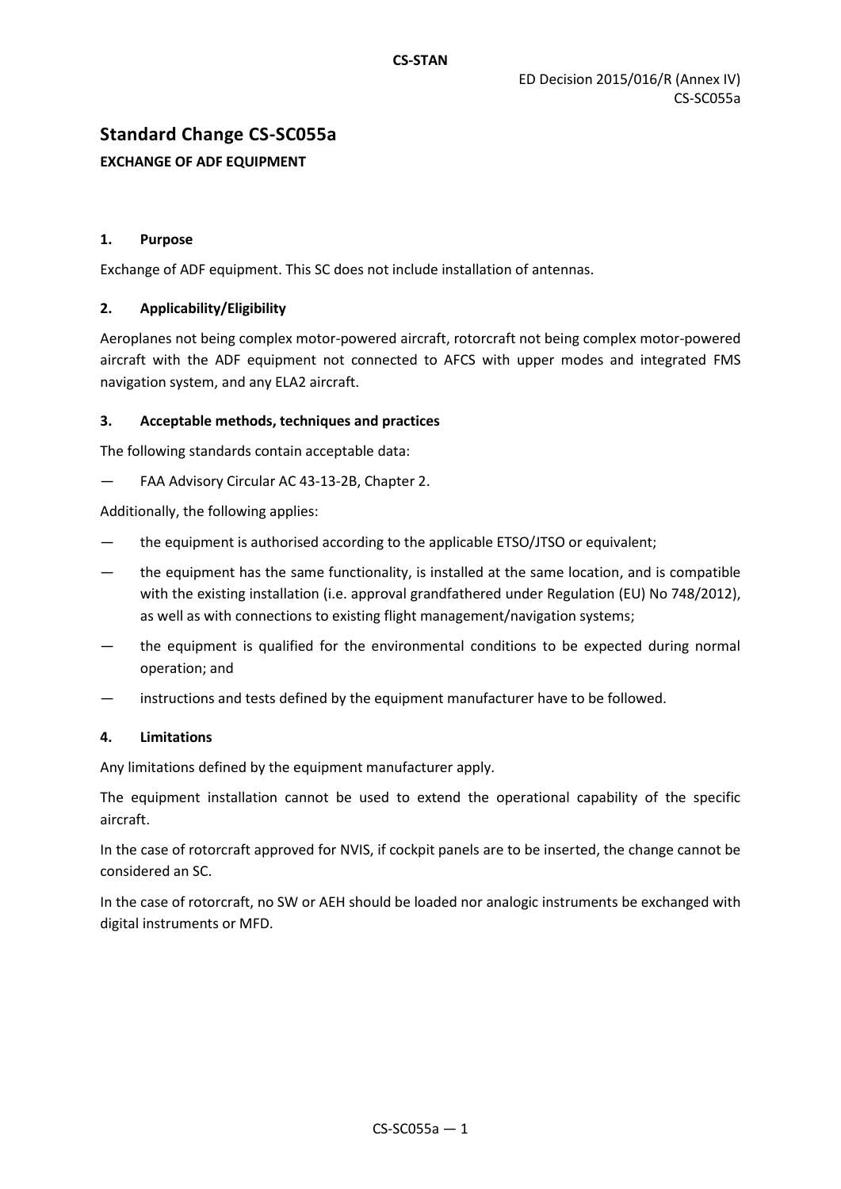# Standard Change CS-SC055a

**EXCHANGE OF ADF EQUIPMENT**

## 1. Purpose

Exchange of ADF equipment. This SC does not include installation of antennas.

## 2. Applicability/Eligibility

Aeroplanes not being complex motor-powered aircraft, rotorcraft not being complex motor-powered aircraft with the ADF equipment not connected to AFCS with upper modes and integrated FMS navigation system, and any ELA2 aircraft.

## 3. Acceptable methods, techniques and practices

The following standards contain acceptable data:

— FAA Advisory Circular AC 43-13-2B, Chapter 2.

Additionally, the following applies:

— the equipment is authorised according to the applicable ETSO/JTSO or equivalent;

— the equipment has the same functionality, is installed at the same location, and is compatible with the existing installation (i.e. approval grandfathered under Regulation (EU) No 748/2012), as well as with connections to existing flight management/navigation systems;

— the equipment is qualified for the environmental conditions to be expected during normal operation; and

— instructions and tests defined by the equipment manufacturer have to be followed.

## 4. Limitations

Any limitations defined by the equipment manufacturer apply.

The equipment installation cannot be used to extend the operational capability of the specific aircraft.

In the case of rotorcraft approved for NVIS, if cockpit panels are to be inserted, the change cannot be considered an SC.

In the case of rotorcraft, no SW or AEH should be loaded nor analogic instruments be exchanged with digital instruments or MFD.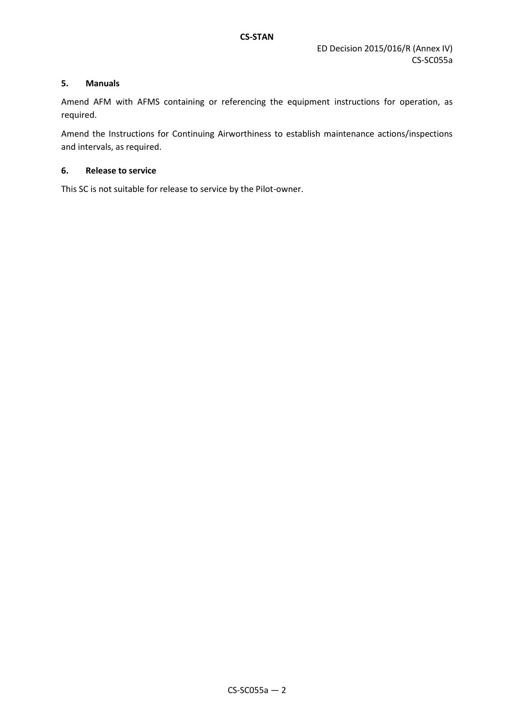### 5. Manuals

Amend AFM with AFMS containing or referencing the equipment instructions for operation, as required.

Amend the Instructions for Continuing Airworthiness to establish maintenance actions/inspections and intervals, as required.

### 6. Release to service

This SC is not suitable for release to service by the Pilot-owner.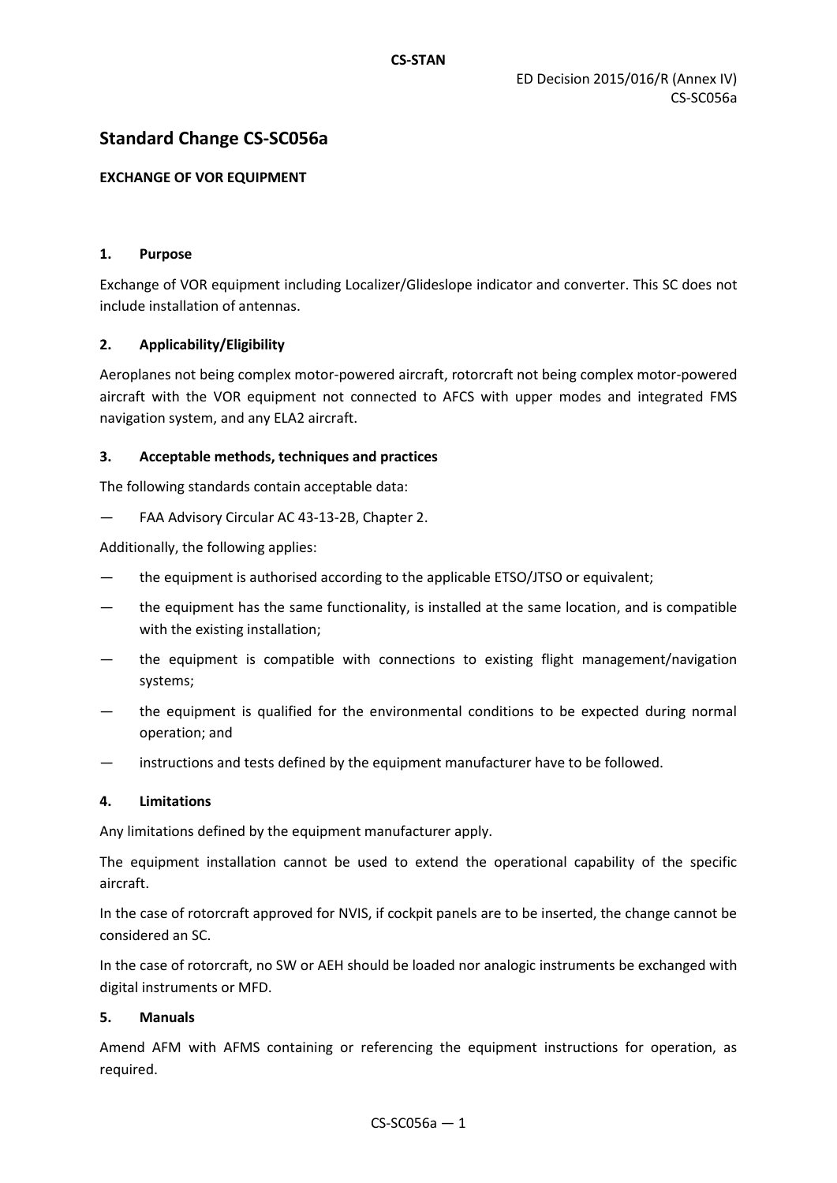# Standard Change CS-SC056a

**EXCHANGE OF VOR EQUIPMENT**

## 1. Purpose

Exchange of VOR equipment including Localizer/Glideslope indicator and converter. This SC does not include installation of antennas.

## 2. Applicability/Eligibility

Aeroplanes not being complex motor-powered aircraft, rotorcraft not being complex motor-powered aircraft with the VOR equipment not connected to AFCS with upper modes and integrated FMS navigation system, and any ELA2 aircraft.

## 3. Acceptable methods, techniques and practices

The following standards contain acceptable data:

— FAA Advisory Circular AC 43-13-2B, Chapter 2.

Additionally, the following applies:

— the equipment is authorised according to the applicable ETSO/JTSO or equivalent;

— the equipment has the same functionality, is installed at the same location, and is compatible with the existing installation;

— the equipment is compatible with connections to existing flight management/navigation systems;

— the equipment is qualified for the environmental conditions to be expected during normal operation; and

— instructions and tests defined by the equipment manufacturer have to be followed.

## 4. Limitations

Any limitations defined by the equipment manufacturer apply.

The equipment installation cannot be used to extend the operational capability of the specific aircraft.

In the case of rotorcraft approved for NVIS, if cockpit panels are to be inserted, the change cannot be considered an SC.

In the case of rotorcraft, no SW or AEH should be loaded nor analogic instruments be exchanged with digital instruments or MFD.

## 5. Manuals

Amend AFM with AFMS containing or referencing the equipment instructions for operation, as required.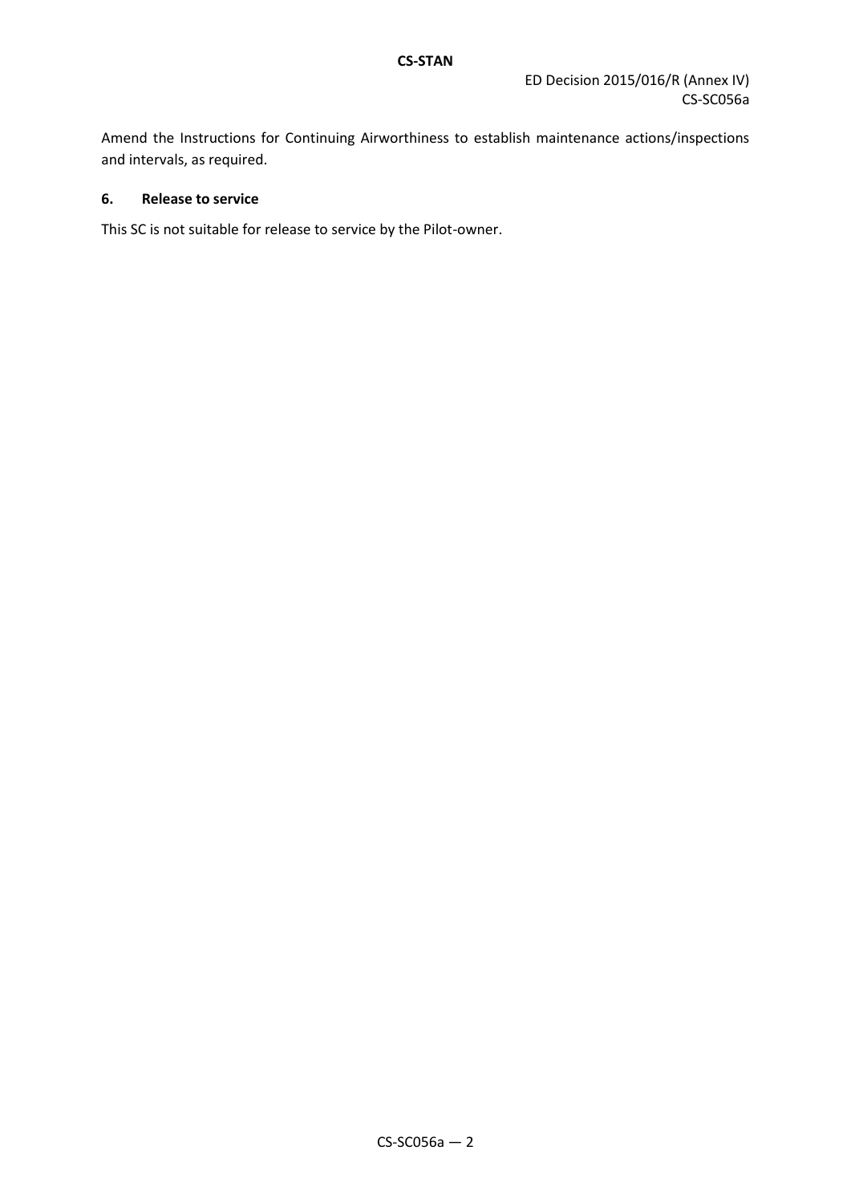Amend the Instructions for Continuing Airworthiness to establish maintenance actions/inspections and intervals, as required.

## 6. Release to service

This SC is not suitable for release to service by the Pilot-owner.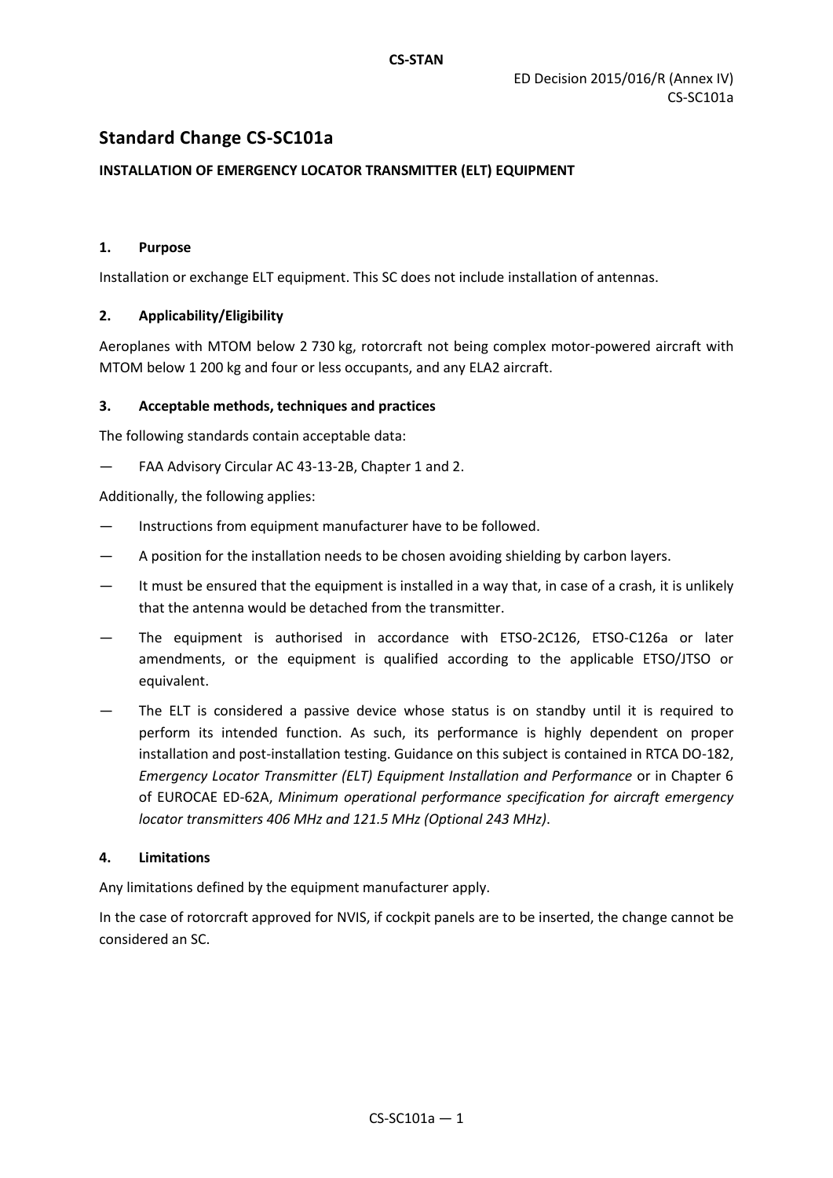# Standard Change CS-SC101a

**INSTALLATION OF EMERGENCY LOCATOR TRANSMITTER (ELT) EQUIPMENT**

### 1. Purpose

Installation or exchange ELT equipment. This SC does not include installation of antennas.

### 2. Applicability/Eligibility

Aeroplanes with MTOM below 2 730 kg, rotorcraft not being complex motor-powered aircraft with MTOM below 1 200 kg and four or less occupants, and any ELA2 aircraft.

### 3. Acceptable methods, techniques and practices

The following standards contain acceptable data:

— FAA Advisory Circular AC 43-13-2B, Chapter 1 and 2.

Additionally, the following applies:

— Instructions from equipment manufacturer have to be followed.

— A position for the installation needs to be chosen avoiding shielding by carbon layers.

— It must be ensured that the equipment is installed in a way that, in case of a crash, it is unlikely that the antenna would be detached from the transmitter.

— The equipment is authorised in accordance with ETSO-2C126, ETSO-C126a or later amendments, or the equipment is qualified according to the applicable ETSO/JTSO or equivalent.

— The ELT is considered a passive device whose status is on standby until it is required to perform its intended function. As such, its performance is highly dependent on proper installation and post-installation testing. Guidance on this subject is contained in RTCA DO-182, *Emergency Locator Transmitter (ELT) Equipment Installation and Performance* or in Chapter 6 of EUROCAE ED-62A, *Minimum operational performance specification for aircraft emergency locator transmitters 406 MHz and 121.5 MHz (Optional 243 MHz)*.

### 4. Limitations

Any limitations defined by the equipment manufacturer apply.

In the case of rotorcraft approved for NVIS, if cockpit panels are to be inserted, the change cannot be considered an SC.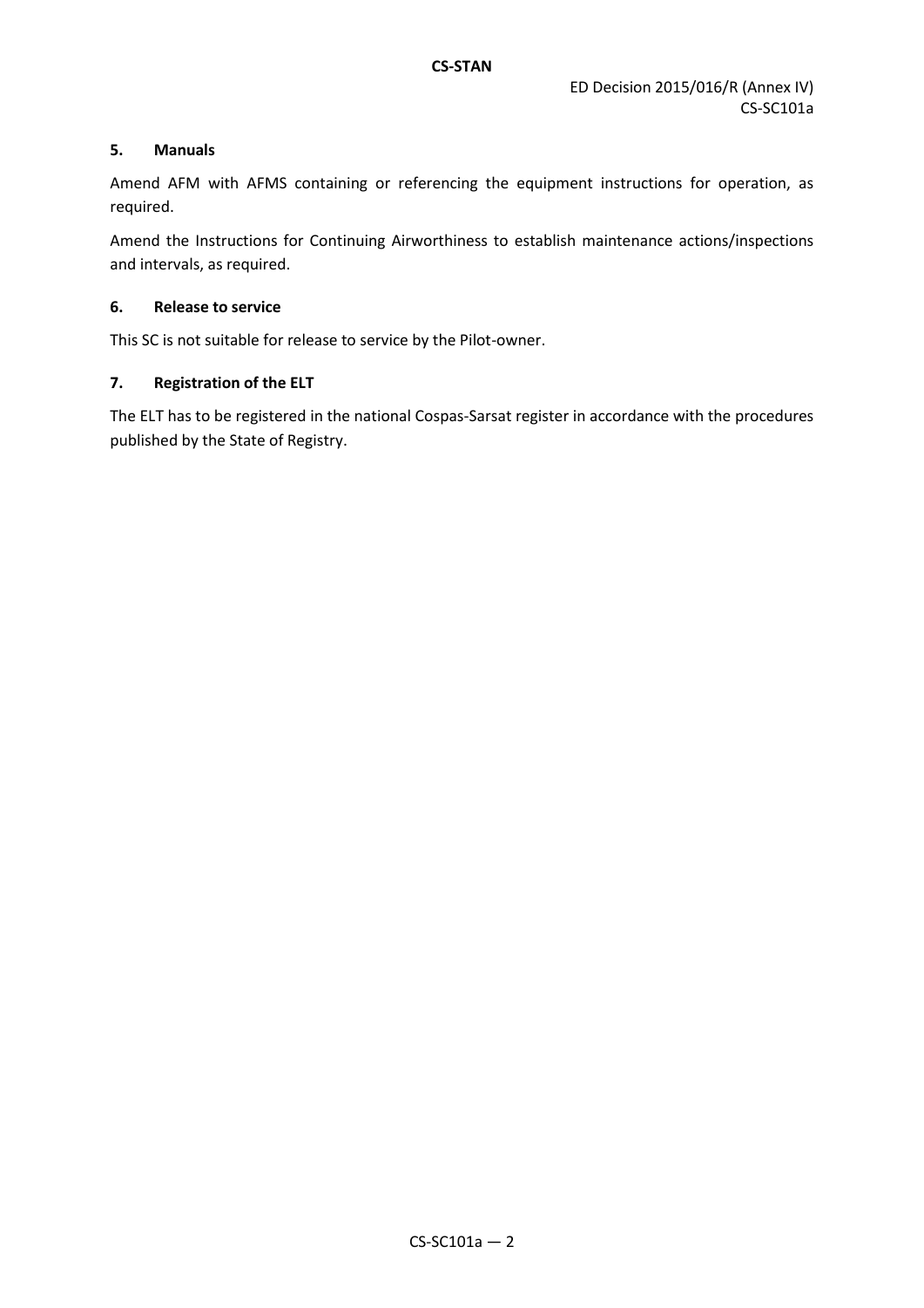### 5. Manuals

Amend AFM with AFMS containing or referencing the equipment instructions for operation, as required.

Amend the Instructions for Continuing Airworthiness to establish maintenance actions/inspections and intervals, as required.

### 6. Release to service

This SC is not suitable for release to service by the Pilot-owner.

### 7. Registration of the ELT

The ELT has to be registered in the national Cospas-Sarsat register in accordance with the procedures published by the State of Registry.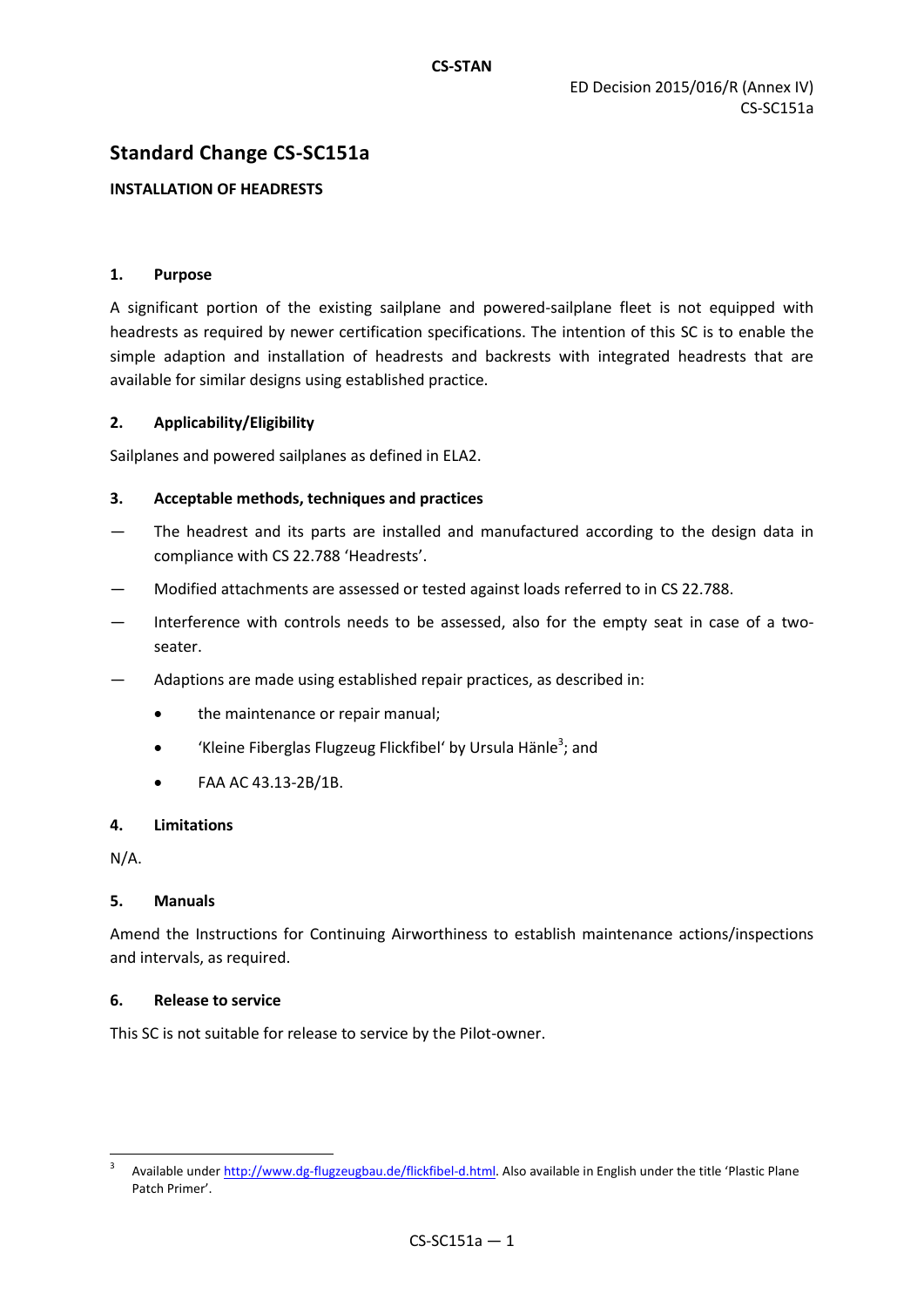ED Decision 2015/016/R (Annex IV)
CS-SC151a

# Standard Change CS-SC151a

**INSTALLATION OF HEADRESTS**

### 1. Purpose

A significant portion of the existing sailplane and powered-sailplane fleet is not equipped with headrests as required by newer certification specifications. The intention of this SC is to enable the simple adaption and installation of headrests and backrests with integrated headrests that are available for similar designs using established practice.

### 2. Applicability/Eligibility

Sailplanes and powered sailplanes as defined in ELA2.

### 3. Acceptable methods, techniques and practices

— The headrest and its parts are installed and manufactured according to the design data in compliance with CS 22.788 'Headrests'.

— Modified attachments are assessed or tested against loads referred to in CS 22.788.

— Interference with controls needs to be assessed, also for the empty seat in case of a two-seater.

— Adaptions are made using established repair practices, as described in:

- the maintenance or repair manual;
- 'Kleine Fiberglas Flugzeug Flickfibel' by Ursula Hänle[3]; and
- FAA AC 43.13-2B/1B.

### 4. Limitations

N/A.

### 5. Manuals

Amend the Instructions for Continuing Airworthiness to establish maintenance actions/inspections and intervals, as required.

### 6. Release to service

This SC is not suitable for release to service by the Pilot-owner.

---

[3] Available under http://www.dg-flugzeugbau.de/flickfibel-d.html. Also available in English under the title 'Plastic Plane Patch Primer'.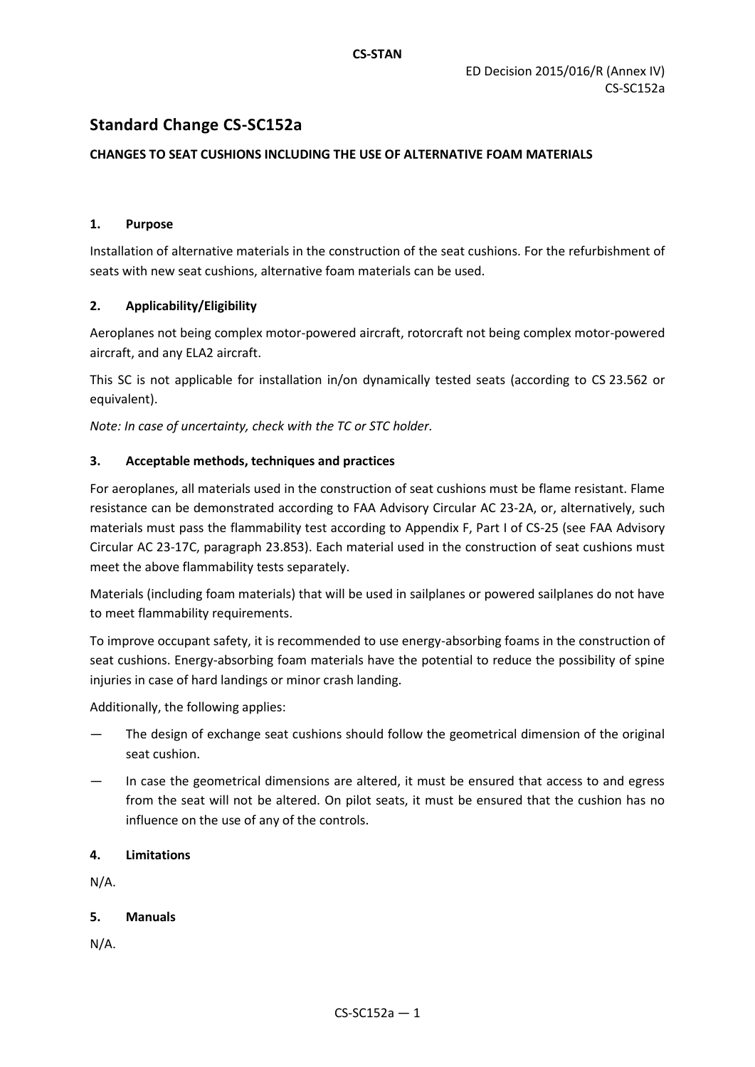# Standard Change CS-SC152a

**CHANGES TO SEAT CUSHIONS INCLUDING THE USE OF ALTERNATIVE FOAM MATERIALS**

## 1. Purpose

Installation of alternative materials in the construction of the seat cushions. For the refurbishment of seats with new seat cushions, alternative foam materials can be used.

## 2. Applicability/Eligibility

Aeroplanes not being complex motor-powered aircraft, rotorcraft not being complex motor-powered aircraft, and any ELA2 aircraft.

This SC is not applicable for installation in/on dynamically tested seats (according to CS 23.562 or equivalent).

*Note: In case of uncertainty, check with the TC or STC holder.*

## 3. Acceptable methods, techniques and practices

For aeroplanes, all materials used in the construction of seat cushions must be flame resistant. Flame resistance can be demonstrated according to FAA Advisory Circular AC 23-2A, or, alternatively, such materials must pass the flammability test according to Appendix F, Part I of CS-25 (see FAA Advisory Circular AC 23-17C, paragraph 23.853). Each material used in the construction of seat cushions must meet the above flammability tests separately.

Materials (including foam materials) that will be used in sailplanes or powered sailplanes do not have to meet flammability requirements.

To improve occupant safety, it is recommended to use energy-absorbing foams in the construction of seat cushions. Energy-absorbing foam materials have the potential to reduce the possibility of spine injuries in case of hard landings or minor crash landing.

Additionally, the following applies:

— The design of exchange seat cushions should follow the geometrical dimension of the original seat cushion.

— In case the geometrical dimensions are altered, it must be ensured that access to and egress from the seat will not be altered. On pilot seats, it must be ensured that the cushion has no influence on the use of any of the controls.

## 4. Limitations

N/A.

## 5. Manuals

N/A.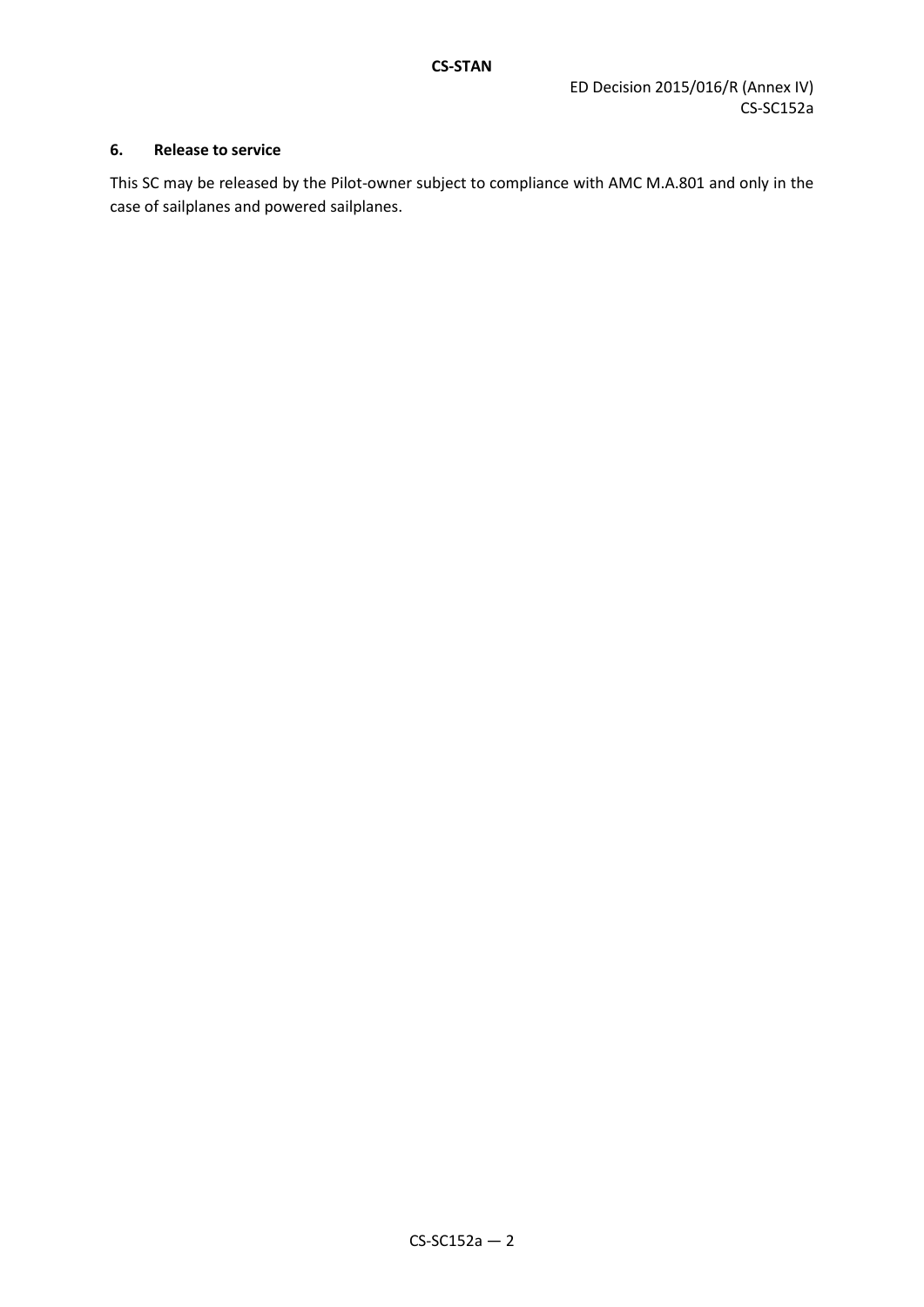## 6. Release to service

This SC may be released by the Pilot-owner subject to compliance with AMC M.A.801 and only in the case of sailplanes and powered sailplanes.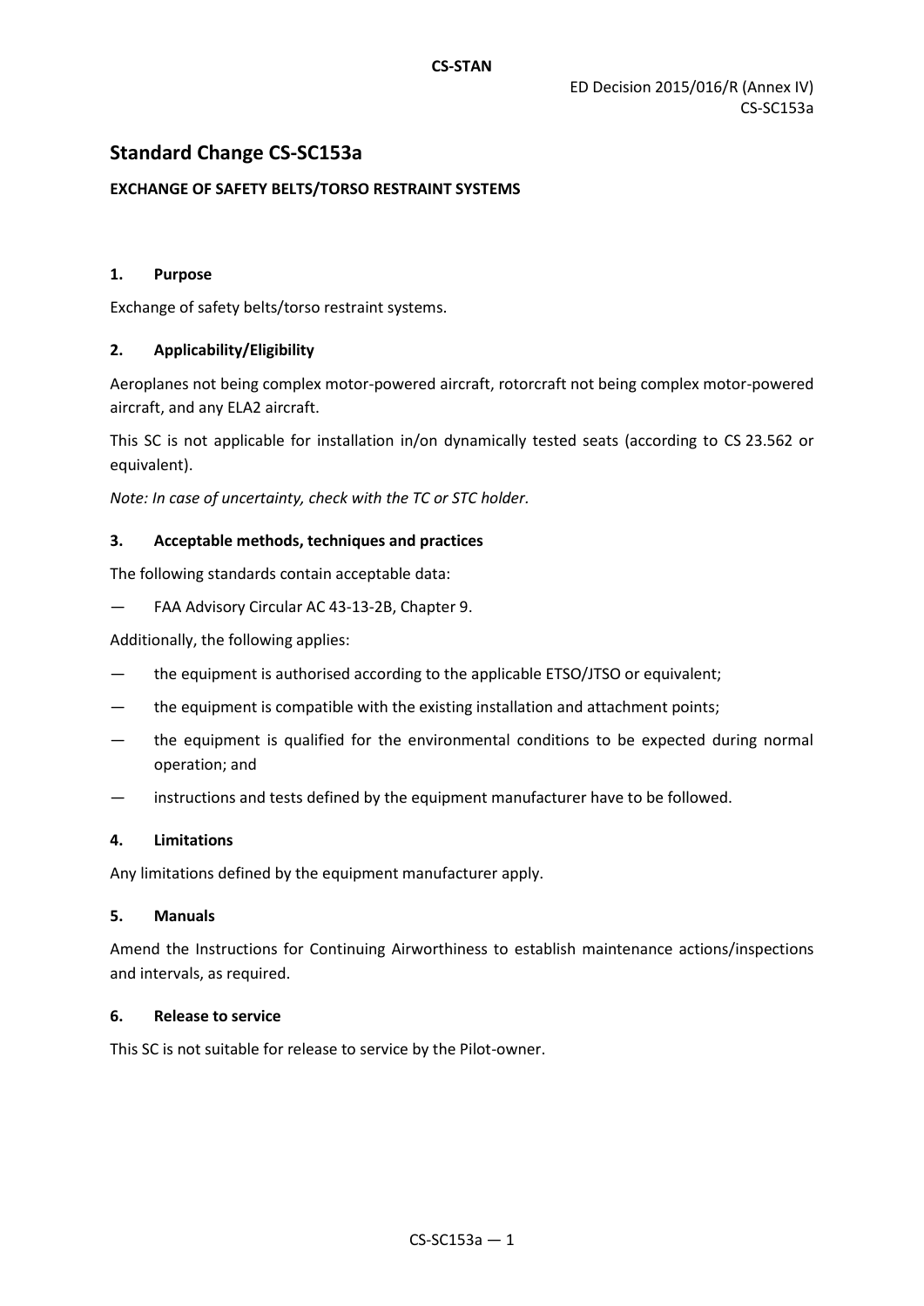ED Decision 2015/016/R (Annex IV)
CS-SC153a

## Standard Change CS-SC153a

**EXCHANGE OF SAFETY BELTS/TORSO RESTRAINT SYSTEMS**

### 1. Purpose

Exchange of safety belts/torso restraint systems.

### 2. Applicability/Eligibility

Aeroplanes not being complex motor-powered aircraft, rotorcraft not being complex motor-powered aircraft, and any ELA2 aircraft.

This SC is not applicable for installation in/on dynamically tested seats (according to CS 23.562 or equivalent).

*Note: In case of uncertainty, check with the TC or STC holder.*

### 3. Acceptable methods, techniques and practices

The following standards contain acceptable data:

— FAA Advisory Circular AC 43-13-2B, Chapter 9.

Additionally, the following applies:

— the equipment is authorised according to the applicable ETSO/JTSO or equivalent;

— the equipment is compatible with the existing installation and attachment points;

— the equipment is qualified for the environmental conditions to be expected during normal operation; and

— instructions and tests defined by the equipment manufacturer have to be followed.

### 4. Limitations

Any limitations defined by the equipment manufacturer apply.

### 5. Manuals

Amend the Instructions for Continuing Airworthiness to establish maintenance actions/inspections and intervals, as required.

### 6. Release to service

This SC is not suitable for release to service by the Pilot-owner.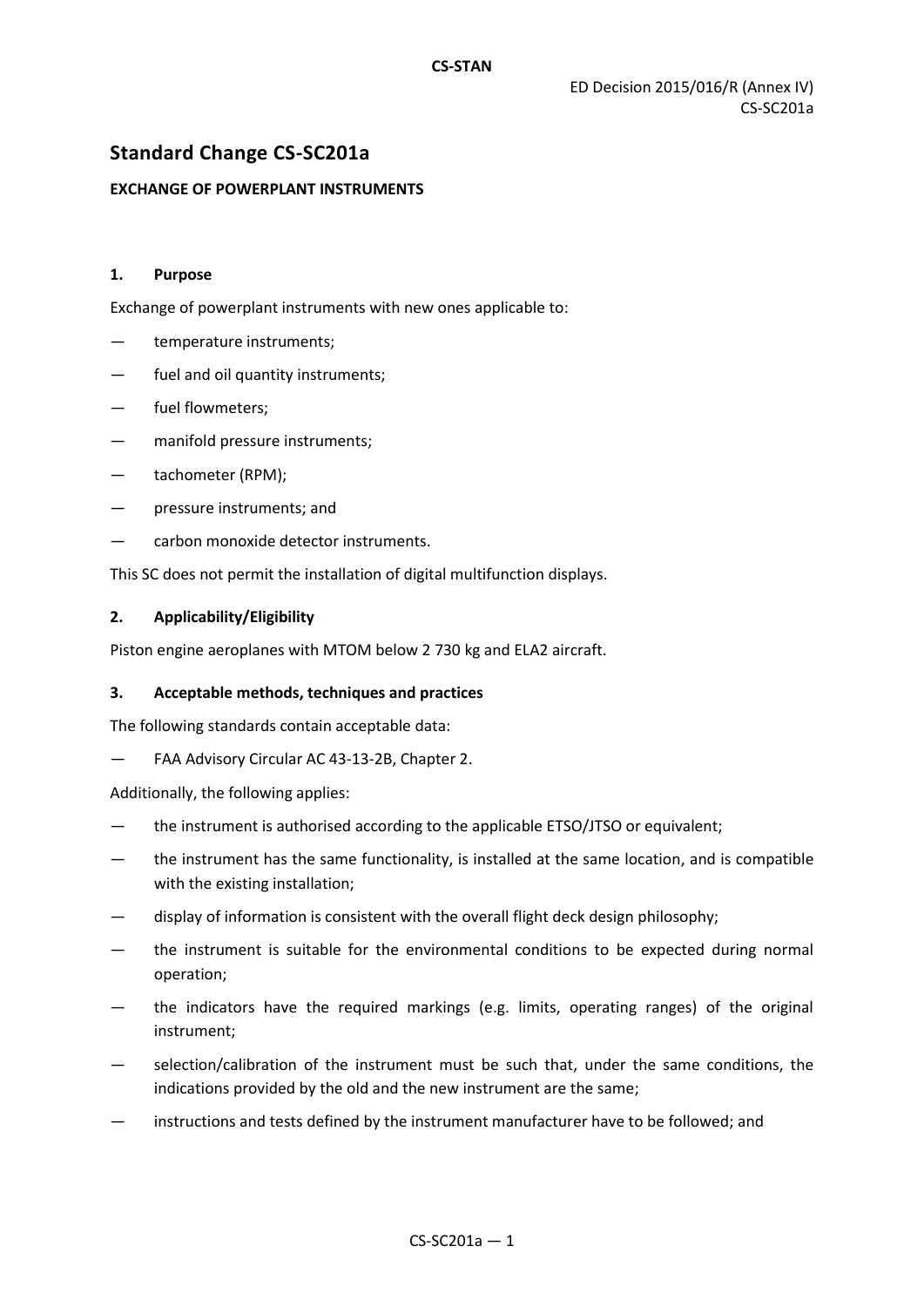# Standard Change CS-SC201a

**EXCHANGE OF POWERPLANT INSTRUMENTS**

**1. Purpose**

Exchange of powerplant instruments with new ones applicable to:

— temperature instruments;

— fuel and oil quantity instruments;

— fuel flowmeters;

— manifold pressure instruments;

— tachometer (RPM);

— pressure instruments; and

— carbon monoxide detector instruments.

This SC does not permit the installation of digital multifunction displays.

**2. Applicability/Eligibility**

Piston engine aeroplanes with MTOM below 2 730 kg and ELA2 aircraft.

**3. Acceptable methods, techniques and practices**

The following standards contain acceptable data:

— FAA Advisory Circular AC 43-13-2B, Chapter 2.

Additionally, the following applies:

— the instrument is authorised according to the applicable ETSO/JTSO or equivalent;

— the instrument has the same functionality, is installed at the same location, and is compatible with the existing installation;

— display of information is consistent with the overall flight deck design philosophy;

— the instrument is suitable for the environmental conditions to be expected during normal operation;

— the indicators have the required markings (e.g. limits, operating ranges) of the original instrument;

— selection/calibration of the instrument must be such that, under the same conditions, the indications provided by the old and the new instrument are the same;

— instructions and tests defined by the instrument manufacturer have to be followed; and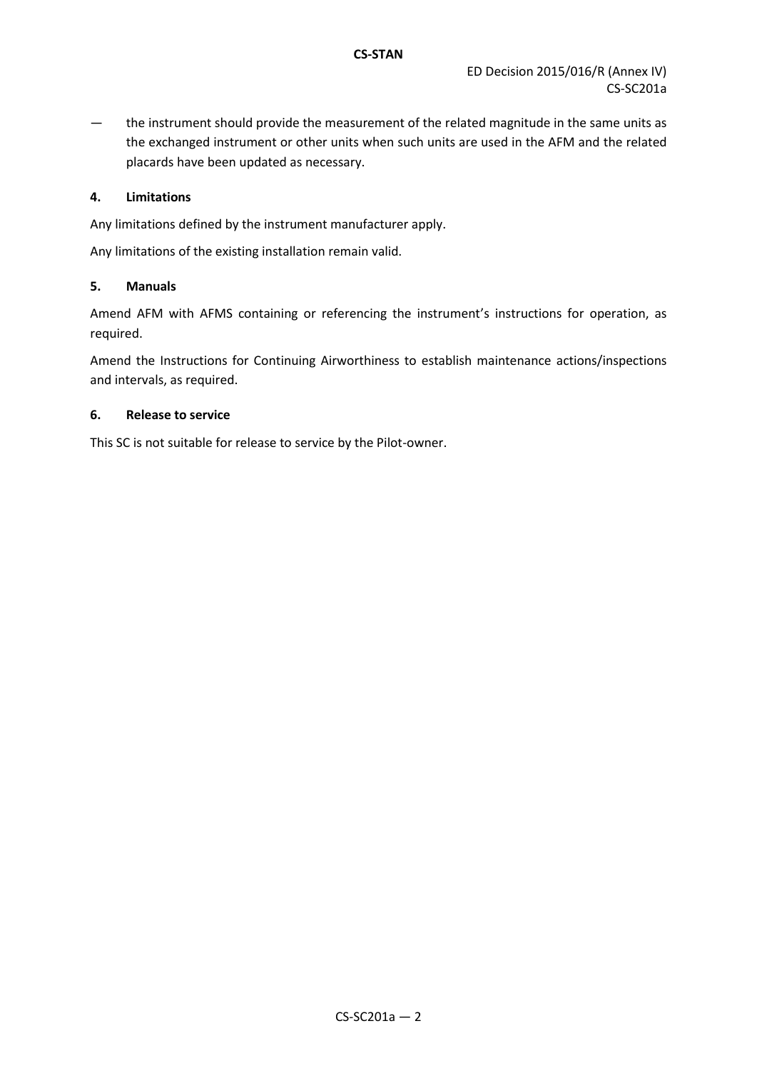— the instrument should provide the measurement of the related magnitude in the same units as the exchanged instrument or other units when such units are used in the AFM and the related placards have been updated as necessary.

#### 4. Limitations

Any limitations defined by the instrument manufacturer apply.

Any limitations of the existing installation remain valid.

#### 5. Manuals

Amend AFM with AFMS containing or referencing the instrument's instructions for operation, as required.

Amend the Instructions for Continuing Airworthiness to establish maintenance actions/inspections and intervals, as required.

#### 6. Release to service

This SC is not suitable for release to service by the Pilot-owner.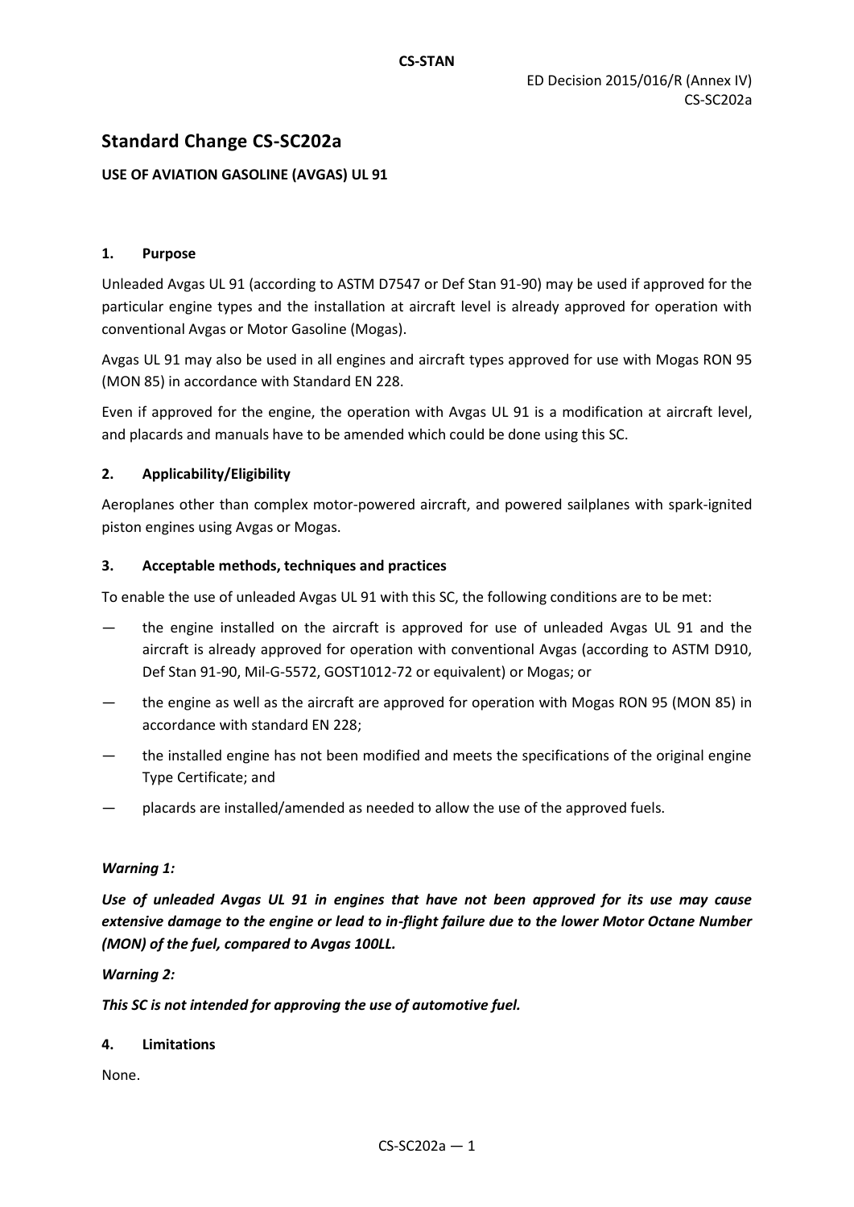ED Decision 2015/016/R (Annex IV)
CS-SC202a

# Standard Change CS-SC202a

**USE OF AVIATION GASOLINE (AVGAS) UL 91**

### 1. Purpose

Unleaded Avgas UL 91 (according to ASTM D7547 or Def Stan 91-90) may be used if approved for the particular engine types and the installation at aircraft level is already approved for operation with conventional Avgas or Motor Gasoline (Mogas).

Avgas UL 91 may also be used in all engines and aircraft types approved for use with Mogas RON 95 (MON 85) in accordance with Standard EN 228.

Even if approved for the engine, the operation with Avgas UL 91 is a modification at aircraft level, and placards and manuals have to be amended which could be done using this SC.

### 2. Applicability/Eligibility

Aeroplanes other than complex motor-powered aircraft, and powered sailplanes with spark-ignited piston engines using Avgas or Mogas.

### 3. Acceptable methods, techniques and practices

To enable the use of unleaded Avgas UL 91 with this SC, the following conditions are to be met:

— the engine installed on the aircraft is approved for use of unleaded Avgas UL 91 and the aircraft is already approved for operation with conventional Avgas (according to ASTM D910, Def Stan 91-90, Mil-G-5572, GOST1012-72 or equivalent) or Mogas; or

— the engine as well as the aircraft are approved for operation with Mogas RON 95 (MON 85) in accordance with standard EN 228;

— the installed engine has not been modified and meets the specifications of the original engine Type Certificate; and

— placards are installed/amended as needed to allow the use of the approved fuels.

***Warning 1:***

***Use of unleaded Avgas UL 91 in engines that have not been approved for its use may cause extensive damage to the engine or lead to in-flight failure due to the lower Motor Octane Number (MON) of the fuel, compared to Avgas 100LL.***

***Warning 2:***

***This SC is not intended for approving the use of automotive fuel.***

### 4. Limitations

None.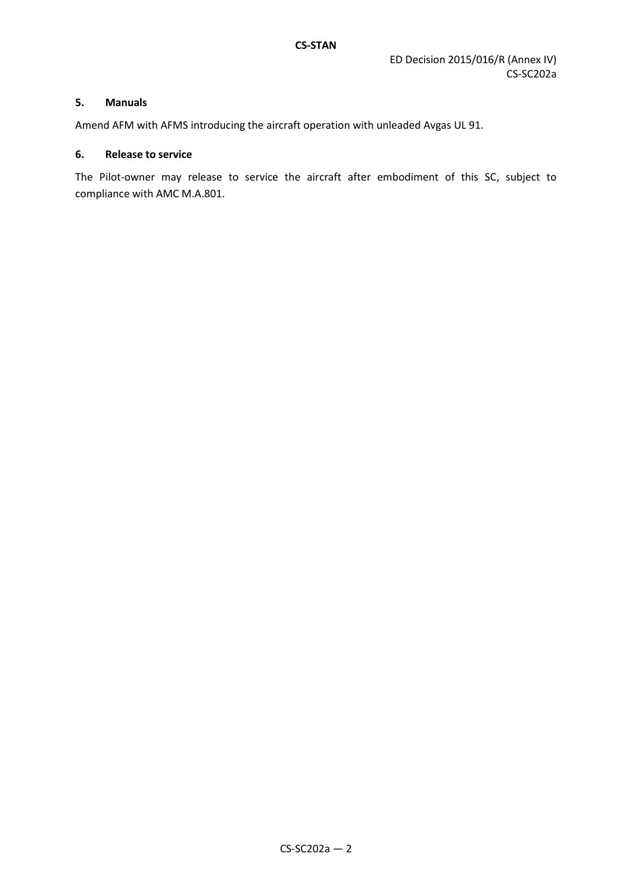### 5. Manuals

Amend AFM with AFMS introducing the aircraft operation with unleaded Avgas UL 91.

### 6. Release to service

The Pilot-owner may release to service the aircraft after embodiment of this SC, subject to compliance with AMC M.A.801.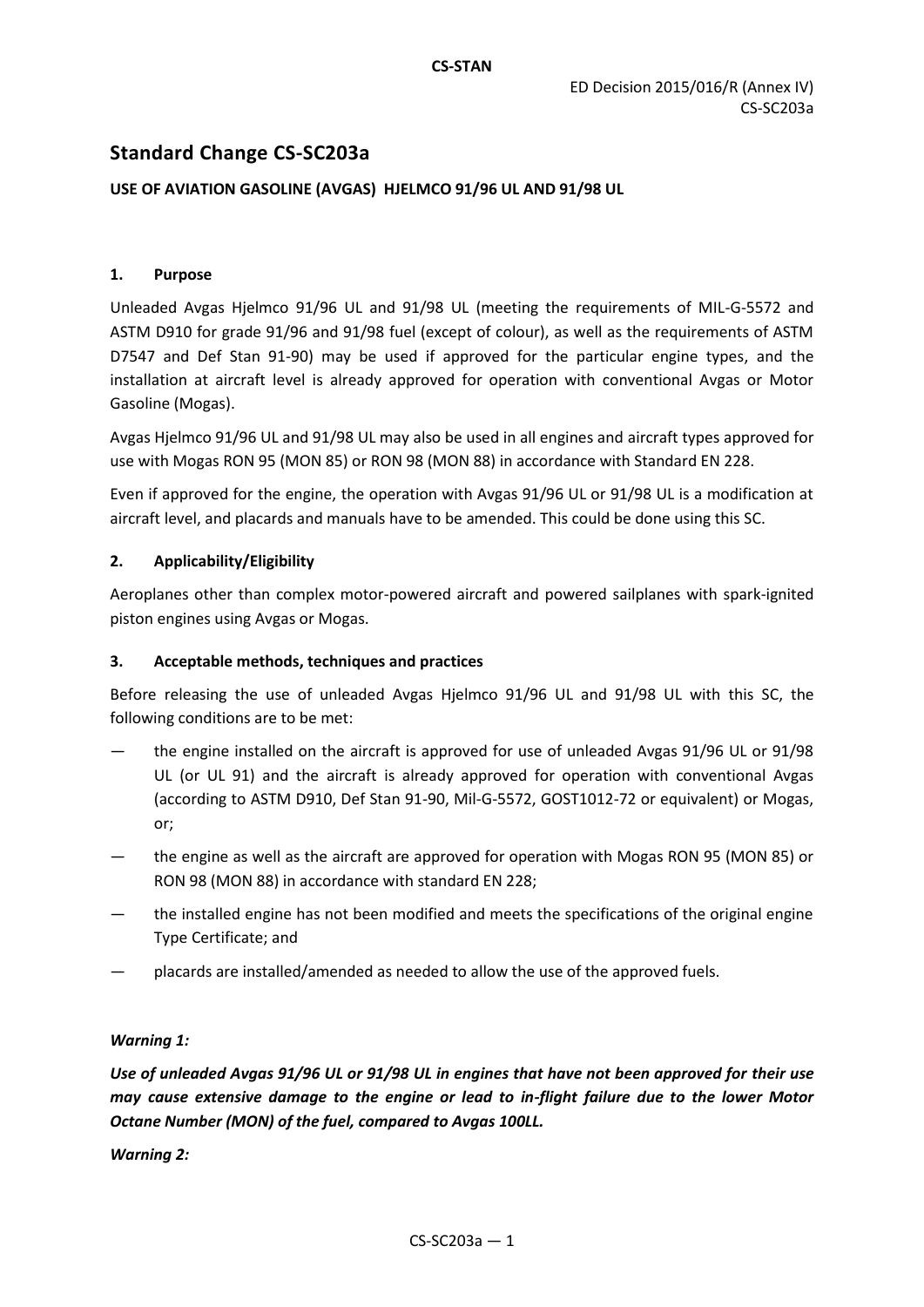ED Decision 2015/016/R (Annex IV)
CS-SC203a

## Standard Change CS-SC203a

**USE OF AVIATION GASOLINE (AVGAS) HJELMCO 91/96 UL AND 91/98 UL**

### 1. Purpose

Unleaded Avgas Hjelmco 91/96 UL and 91/98 UL (meeting the requirements of MIL-G-5572 and ASTM D910 for grade 91/96 and 91/98 fuel (except of colour), as well as the requirements of ASTM D7547 and Def Stan 91-90) may be used if approved for the particular engine types, and the installation at aircraft level is already approved for operation with conventional Avgas or Motor Gasoline (Mogas).

Avgas Hjelmco 91/96 UL and 91/98 UL may also be used in all engines and aircraft types approved for use with Mogas RON 95 (MON 85) or RON 98 (MON 88) in accordance with Standard EN 228.

Even if approved for the engine, the operation with Avgas 91/96 UL or 91/98 UL is a modification at aircraft level, and placards and manuals have to be amended. This could be done using this SC.

### 2. Applicability/Eligibility

Aeroplanes other than complex motor-powered aircraft and powered sailplanes with spark-ignited piston engines using Avgas or Mogas.

### 3. Acceptable methods, techniques and practices

Before releasing the use of unleaded Avgas Hjelmco 91/96 UL and 91/98 UL with this SC, the following conditions are to be met:

— the engine installed on the aircraft is approved for use of unleaded Avgas 91/96 UL or 91/98 UL (or UL 91) and the aircraft is already approved for operation with conventional Avgas (according to ASTM D910, Def Stan 91-90, Mil-G-5572, GOST1012-72 or equivalent) or Mogas, or;

— the engine as well as the aircraft are approved for operation with Mogas RON 95 (MON 85) or RON 98 (MON 88) in accordance with standard EN 228;

— the installed engine has not been modified and meets the specifications of the original engine Type Certificate; and

— placards are installed/amended as needed to allow the use of the approved fuels.

***Warning 1:***

***Use of unleaded Avgas 91/96 UL or 91/98 UL in engines that have not been approved for their use may cause extensive damage to the engine or lead to in-flight failure due to the lower Motor Octane Number (MON) of the fuel, compared to Avgas 100LL.***

***Warning 2:***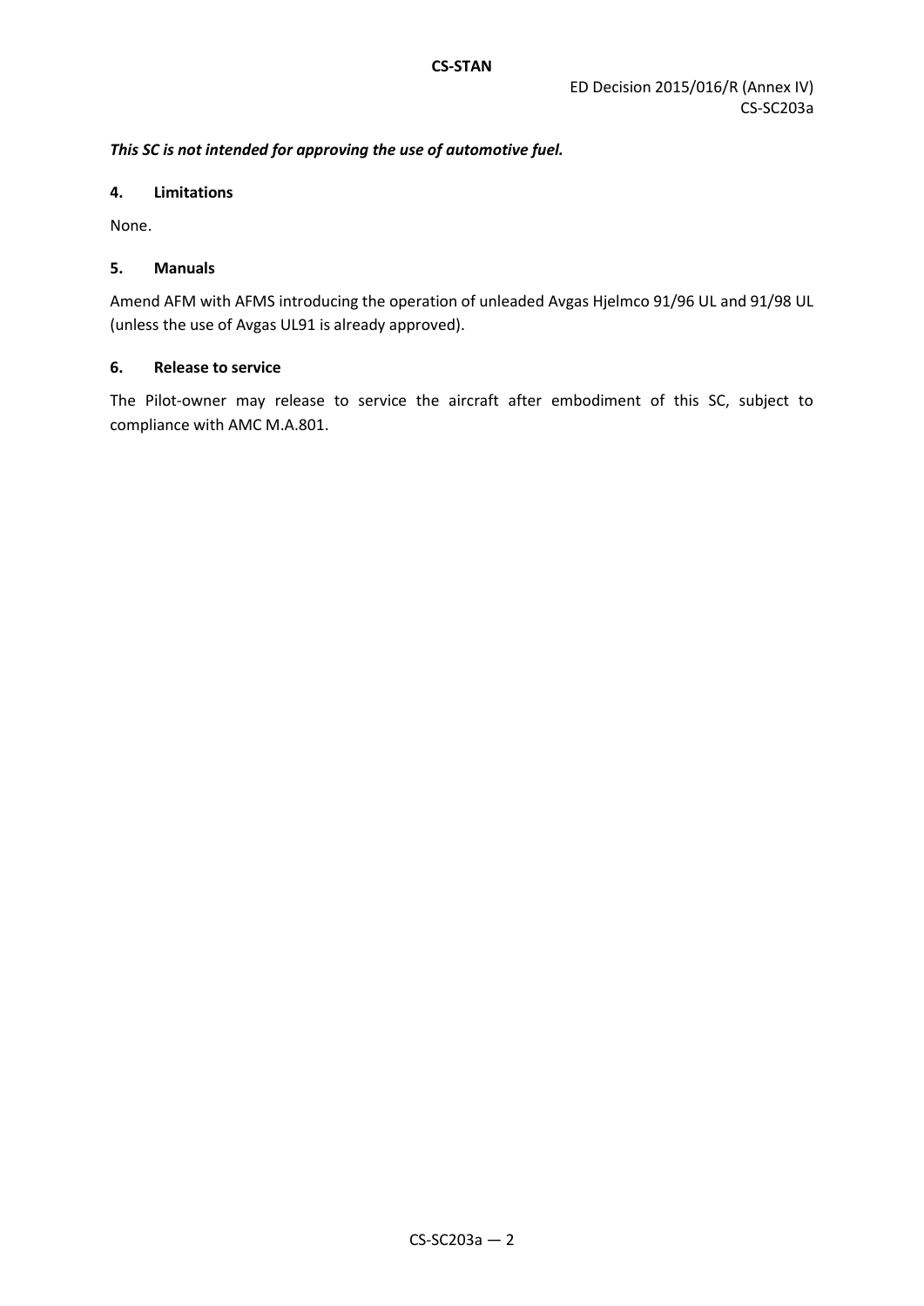***This SC is not intended for approving the use of automotive fuel.***

## 4. Limitations

None.

## 5. Manuals

Amend AFM with AFMS introducing the operation of unleaded Avgas Hjelmco 91/96 UL and 91/98 UL (unless the use of Avgas UL91 is already approved).

## 6. Release to service

The Pilot-owner may release to service the aircraft after embodiment of this SC, subject to compliance with AMC M.A.801.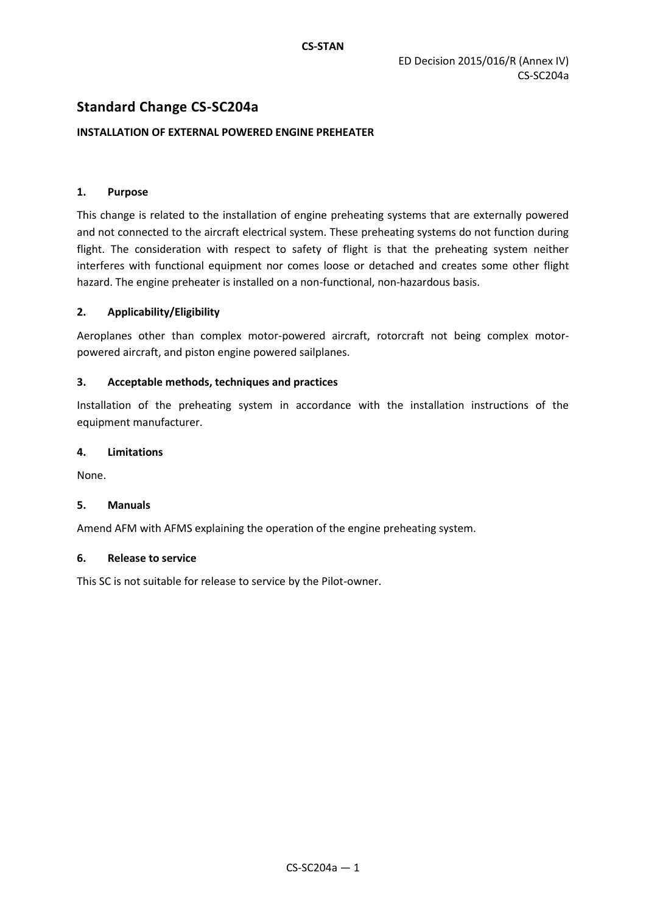# Standard Change CS-SC204a

**INSTALLATION OF EXTERNAL POWERED ENGINE PREHEATER**

### 1. Purpose

This change is related to the installation of engine preheating systems that are externally powered and not connected to the aircraft electrical system. These preheating systems do not function during flight. The consideration with respect to safety of flight is that the preheating system neither interferes with functional equipment nor comes loose or detached and creates some other flight hazard. The engine preheater is installed on a non-functional, non-hazardous basis.

### 2. Applicability/Eligibility

Aeroplanes other than complex motor-powered aircraft, rotorcraft not being complex motor-powered aircraft, and piston engine powered sailplanes.

### 3. Acceptable methods, techniques and practices

Installation of the preheating system in accordance with the installation instructions of the equipment manufacturer.

### 4. Limitations

None.

### 5. Manuals

Amend AFM with AFMS explaining the operation of the engine preheating system.

### 6. Release to service

This SC is not suitable for release to service by the Pilot-owner.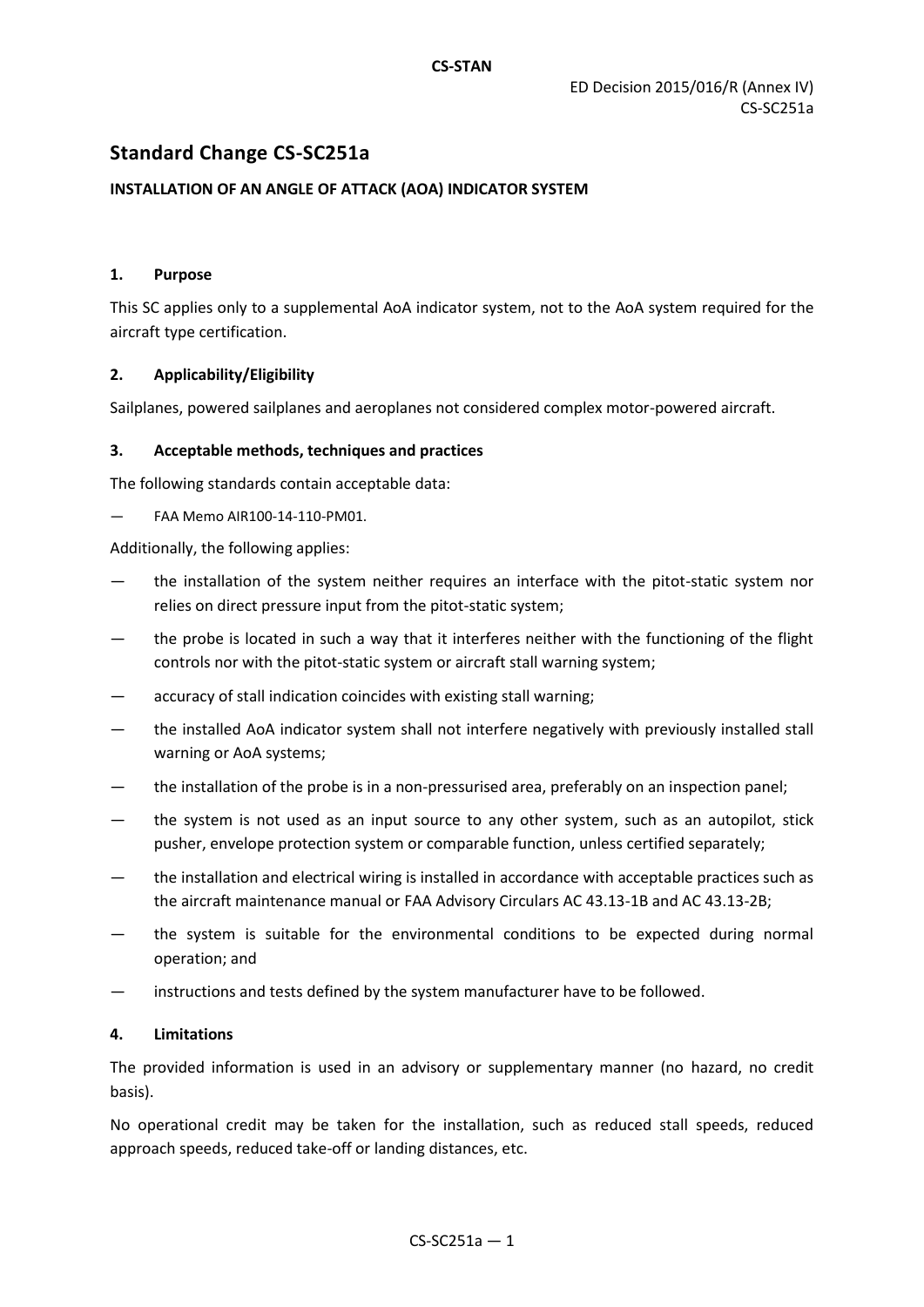# Standard Change CS-SC251a

**INSTALLATION OF AN ANGLE OF ATTACK (AOA) INDICATOR SYSTEM**

**1. Purpose**

This SC applies only to a supplemental AoA indicator system, not to the AoA system required for the aircraft type certification.

**2. Applicability/Eligibility**

Sailplanes, powered sailplanes and aeroplanes not considered complex motor-powered aircraft.

**3. Acceptable methods, techniques and practices**

The following standards contain acceptable data:

— FAA Memo AIR100-14-110-PM01.

Additionally, the following applies:

— the installation of the system neither requires an interface with the pitot-static system nor relies on direct pressure input from the pitot-static system;

— the probe is located in such a way that it interferes neither with the functioning of the flight controls nor with the pitot-static system or aircraft stall warning system;

— accuracy of stall indication coincides with existing stall warning;

— the installed AoA indicator system shall not interfere negatively with previously installed stall warning or AoA systems;

— the installation of the probe is in a non-pressurised area, preferably on an inspection panel;

— the system is not used as an input source to any other system, such as an autopilot, stick pusher, envelope protection system or comparable function, unless certified separately;

— the installation and electrical wiring is installed in accordance with acceptable practices such as the aircraft maintenance manual or FAA Advisory Circulars AC 43.13-1B and AC 43.13-2B;

— the system is suitable for the environmental conditions to be expected during normal operation; and

— instructions and tests defined by the system manufacturer have to be followed.

**4. Limitations**

The provided information is used in an advisory or supplementary manner (no hazard, no credit basis).

No operational credit may be taken for the installation, such as reduced stall speeds, reduced approach speeds, reduced take-off or landing distances, etc.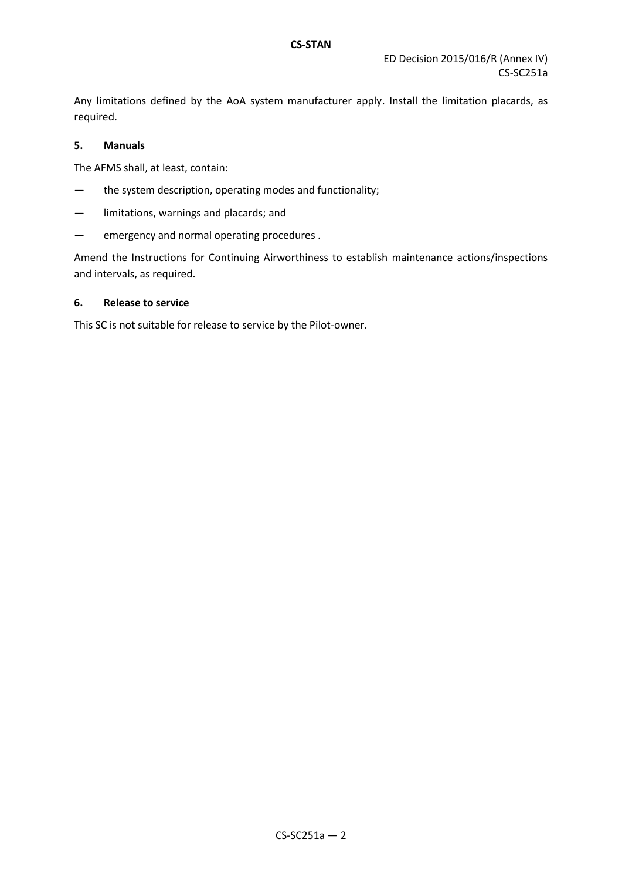Any limitations defined by the AoA system manufacturer apply. Install the limitation placards, as required.

## 5. Manuals

The AFMS shall, at least, contain:

- the system description, operating modes and functionality;
- limitations, warnings and placards; and
- emergency and normal operating procedures .

Amend the Instructions for Continuing Airworthiness to establish maintenance actions/inspections and intervals, as required.

## 6. Release to service

This SC is not suitable for release to service by the Pilot-owner.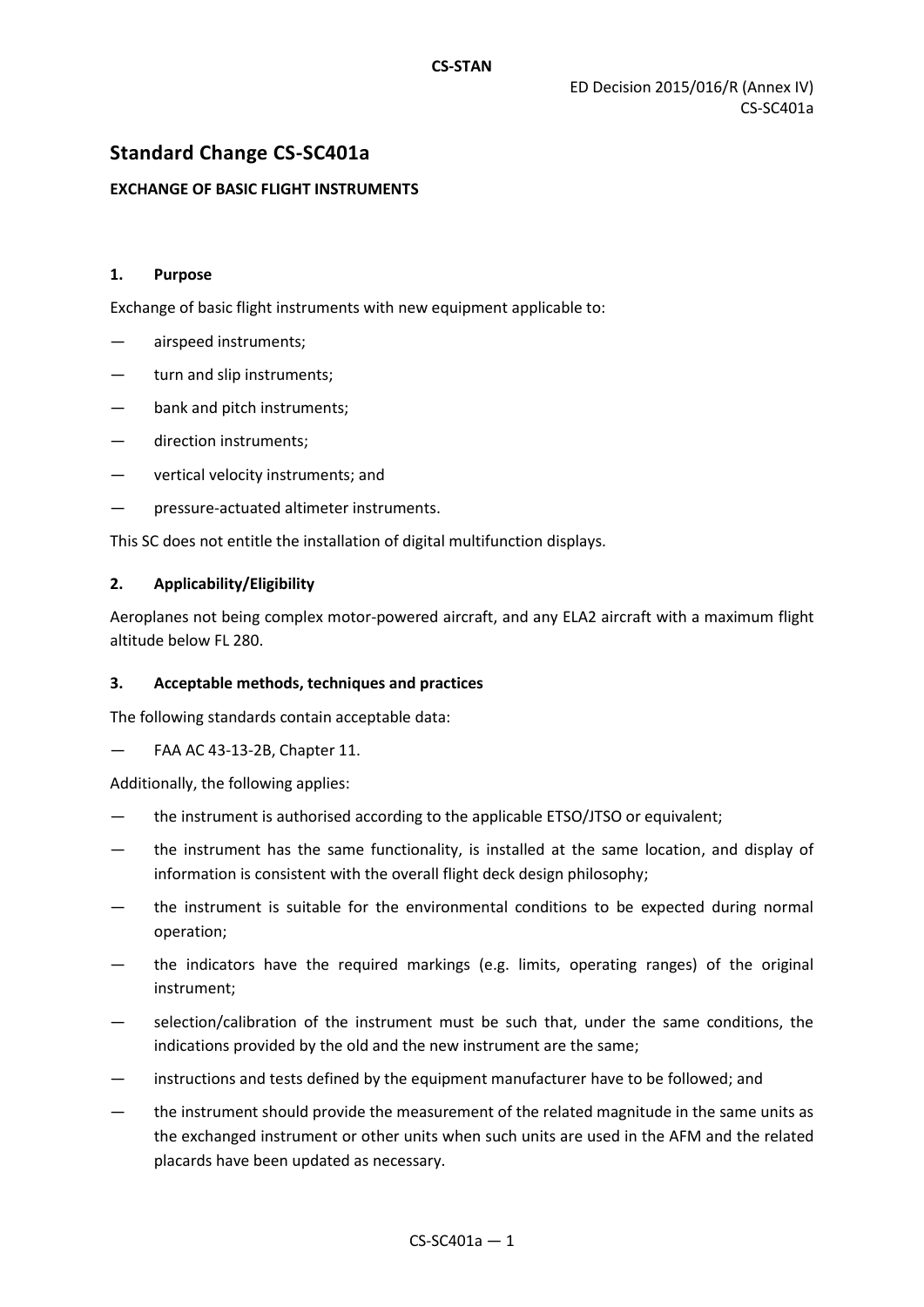ED Decision 2015/016/R (Annex IV)
CS-SC401a

## Standard Change CS-SC401a

**EXCHANGE OF BASIC FLIGHT INSTRUMENTS**

### 1. Purpose

Exchange of basic flight instruments with new equipment applicable to:

- airspeed instruments;
- turn and slip instruments;
- bank and pitch instruments;
- direction instruments;
- vertical velocity instruments; and
- pressure-actuated altimeter instruments.

This SC does not entitle the installation of digital multifunction displays.

### 2. Applicability/Eligibility

Aeroplanes not being complex motor-powered aircraft, and any ELA2 aircraft with a maximum flight altitude below FL 280.

### 3. Acceptable methods, techniques and practices

The following standards contain acceptable data:

- FAA AC 43-13-2B, Chapter 11.

Additionally, the following applies:

- the instrument is authorised according to the applicable ETSO/JTSO or equivalent;
- the instrument has the same functionality, is installed at the same location, and display of information is consistent with the overall flight deck design philosophy;
- the instrument is suitable for the environmental conditions to be expected during normal operation;
- the indicators have the required markings (e.g. limits, operating ranges) of the original instrument;
- selection/calibration of the instrument must be such that, under the same conditions, the indications provided by the old and the new instrument are the same;
- instructions and tests defined by the equipment manufacturer have to be followed; and
- the instrument should provide the measurement of the related magnitude in the same units as the exchanged instrument or other units when such units are used in the AFM and the related placards have been updated as necessary.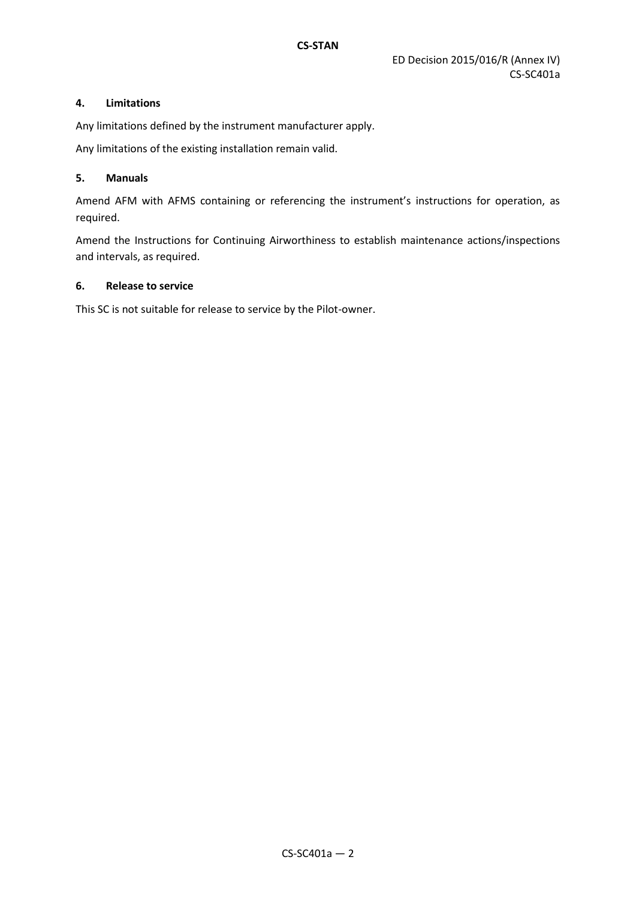### 4. Limitations

Any limitations defined by the instrument manufacturer apply.

Any limitations of the existing installation remain valid.

### 5. Manuals

Amend AFM with AFMS containing or referencing the instrument's instructions for operation, as required.

Amend the Instructions for Continuing Airworthiness to establish maintenance actions/inspections and intervals, as required.

### 6. Release to service

This SC is not suitable for release to service by the Pilot-owner.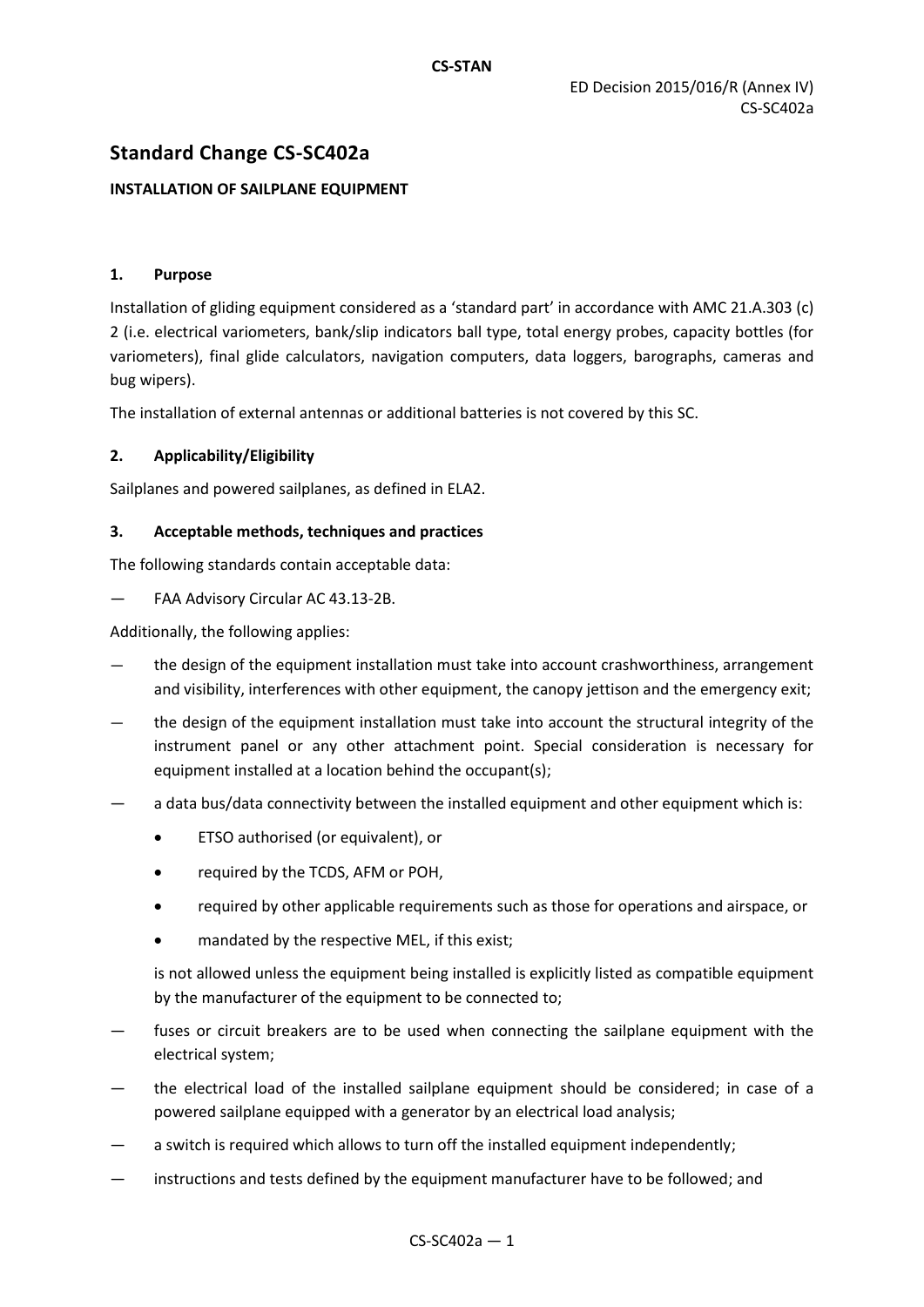ED Decision 2015/016/R (Annex IV)
CS-SC402a

## Standard Change CS-SC402a

**INSTALLATION OF SAILPLANE EQUIPMENT**

### 1. Purpose

Installation of gliding equipment considered as a 'standard part' in accordance with AMC 21.A.303 (c) 2 (i.e. electrical variometers, bank/slip indicators ball type, total energy probes, capacity bottles (for variometers), final glide calculators, navigation computers, data loggers, barographs, cameras and bug wipers).

The installation of external antennas or additional batteries is not covered by this SC.

### 2. Applicability/Eligibility

Sailplanes and powered sailplanes, as defined in ELA2.

### 3. Acceptable methods, techniques and practices

The following standards contain acceptable data:

— FAA Advisory Circular AC 43.13-2B.

Additionally, the following applies:

— the design of the equipment installation must take into account crashworthiness, arrangement and visibility, interferences with other equipment, the canopy jettison and the emergency exit;

— the design of the equipment installation must take into account the structural integrity of the instrument panel or any other attachment point. Special consideration is necessary for equipment installed at a location behind the occupant(s);

— a data bus/data connectivity between the installed equipment and other equipment which is:

- ETSO authorised (or equivalent), or
- required by the TCDS, AFM or POH,
- required by other applicable requirements such as those for operations and airspace, or
- mandated by the respective MEL, if this exist;

  is not allowed unless the equipment being installed is explicitly listed as compatible equipment by the manufacturer of the equipment to be connected to;

— fuses or circuit breakers are to be used when connecting the sailplane equipment with the electrical system;

— the electrical load of the installed sailplane equipment should be considered; in case of a powered sailplane equipped with a generator by an electrical load analysis;

— a switch is required which allows to turn off the installed equipment independently;

— instructions and tests defined by the equipment manufacturer have to be followed; and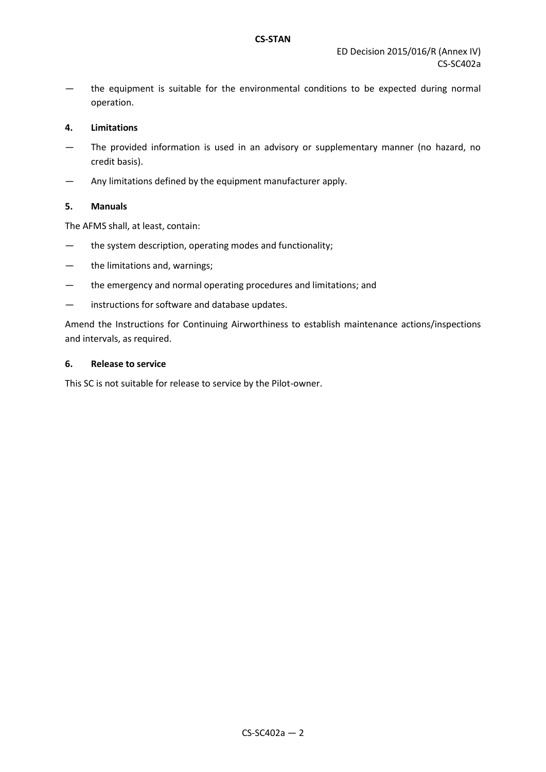— the equipment is suitable for the environmental conditions to be expected during normal operation.

## 4. Limitations

— The provided information is used in an advisory or supplementary manner (no hazard, no credit basis).

— Any limitations defined by the equipment manufacturer apply.

## 5. Manuals

The AFMS shall, at least, contain:

— the system description, operating modes and functionality;

— the limitations and, warnings;

— the emergency and normal operating procedures and limitations; and

— instructions for software and database updates.

Amend the Instructions for Continuing Airworthiness to establish maintenance actions/inspections and intervals, as required.

## 6. Release to service

This SC is not suitable for release to service by the Pilot-owner.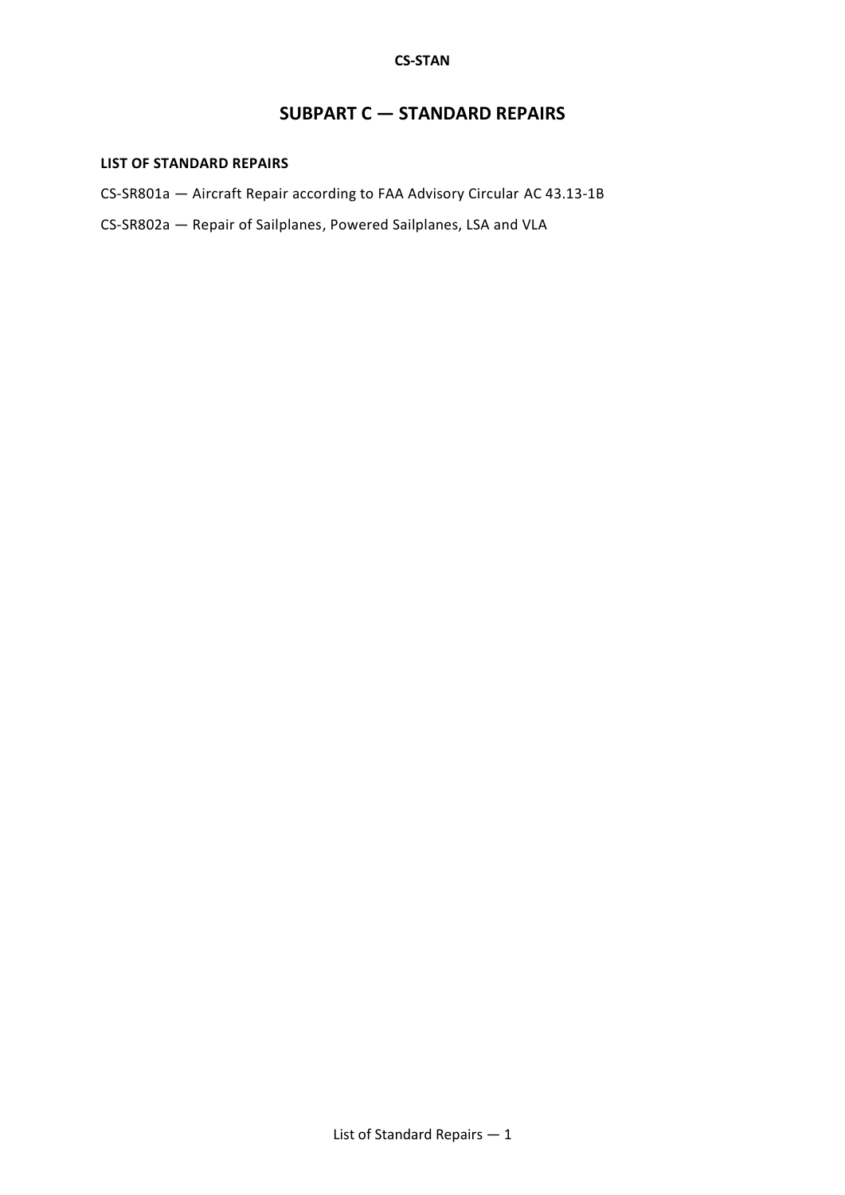# SUBPART C — STANDARD REPAIRS

**LIST OF STANDARD REPAIRS**

CS-SR801a — Aircraft Repair according to FAA Advisory Circular AC 43.13-1B

CS-SR802a — Repair of Sailplanes, Powered Sailplanes, LSA and VLA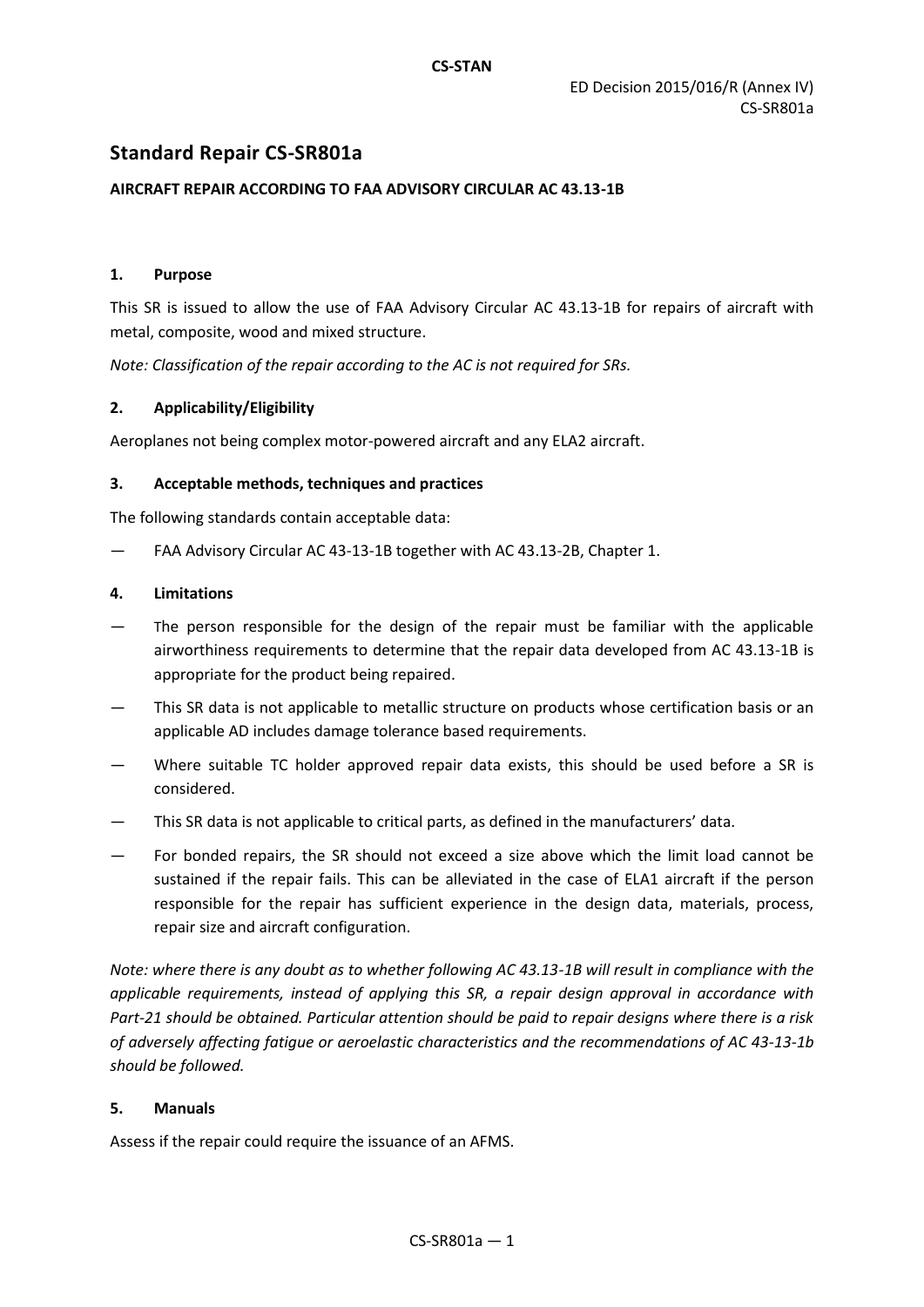# Standard Repair CS-SR801a

**AIRCRAFT REPAIR ACCORDING TO FAA ADVISORY CIRCULAR AC 43.13-1B**

#### 1. Purpose

This SR is issued to allow the use of FAA Advisory Circular AC 43.13-1B for repairs of aircraft with metal, composite, wood and mixed structure.

*Note: Classification of the repair according to the AC is not required for SRs.*

#### 2. Applicability/Eligibility

Aeroplanes not being complex motor-powered aircraft and any ELA2 aircraft.

#### 3. Acceptable methods, techniques and practices

The following standards contain acceptable data:

— FAA Advisory Circular AC 43-13-1B together with AC 43.13-2B, Chapter 1.

#### 4. Limitations

— The person responsible for the design of the repair must be familiar with the applicable airworthiness requirements to determine that the repair data developed from AC 43.13-1B is appropriate for the product being repaired.

— This SR data is not applicable to metallic structure on products whose certification basis or an applicable AD includes damage tolerance based requirements.

— Where suitable TC holder approved repair data exists, this should be used before a SR is considered.

— This SR data is not applicable to critical parts, as defined in the manufacturers' data.

— For bonded repairs, the SR should not exceed a size above which the limit load cannot be sustained if the repair fails. This can be alleviated in the case of ELA1 aircraft if the person responsible for the repair has sufficient experience in the design data, materials, process, repair size and aircraft configuration.

*Note: where there is any doubt as to whether following AC 43.13-1B will result in compliance with the applicable requirements, instead of applying this SR, a repair design approval in accordance with Part-21 should be obtained. Particular attention should be paid to repair designs where there is a risk of adversely affecting fatigue or aeroelastic characteristics and the recommendations of AC 43-13-1b should be followed.*

#### 5. Manuals

Assess if the repair could require the issuance of an AFMS.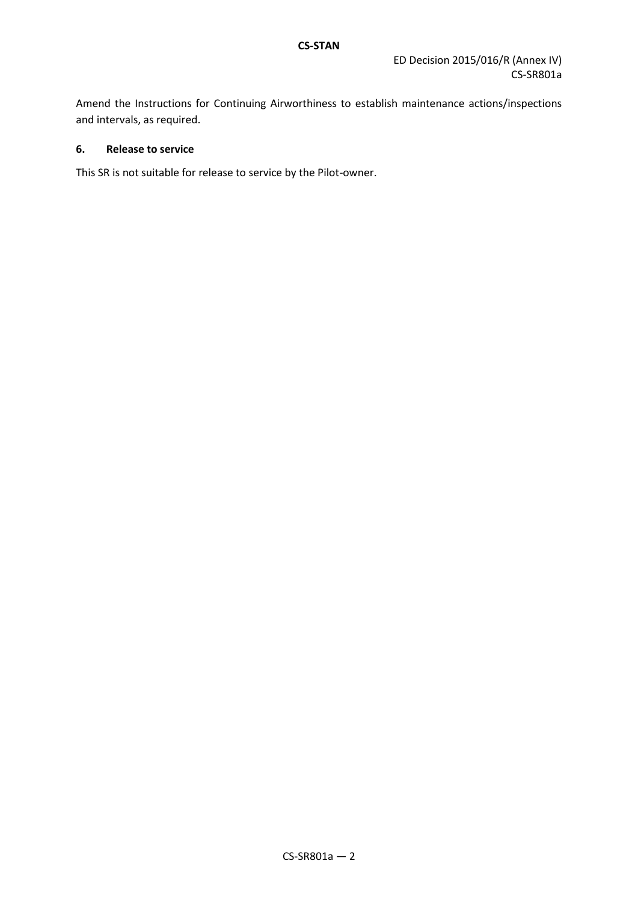Amend the Instructions for Continuing Airworthiness to establish maintenance actions/inspections and intervals, as required.

## 6. Release to service

This SR is not suitable for release to service by the Pilot-owner.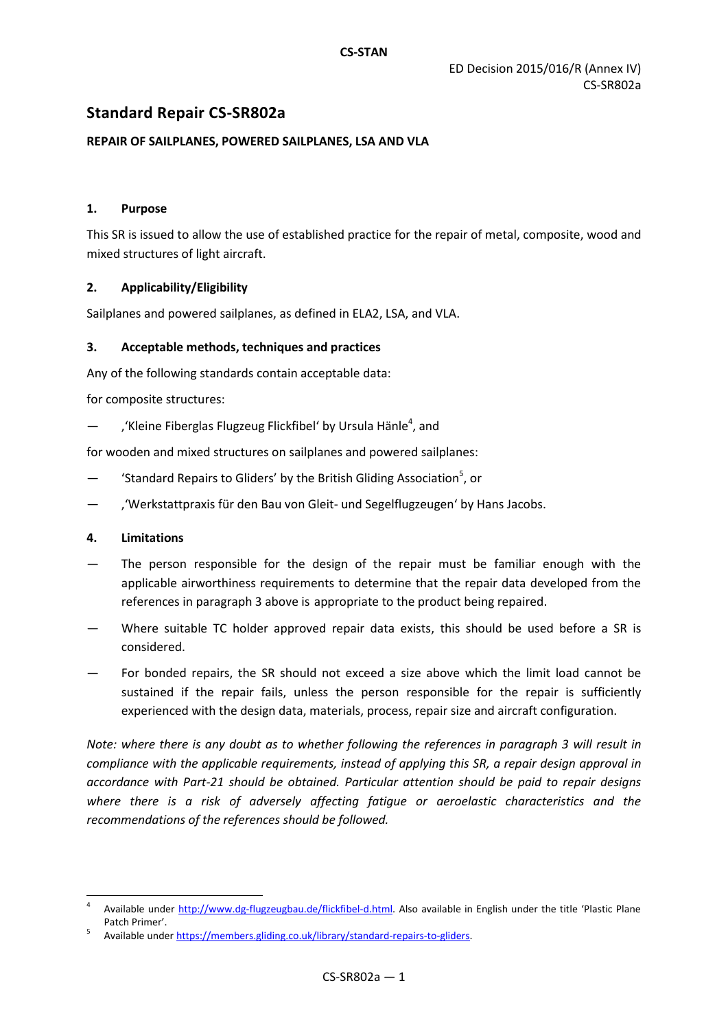ED Decision 2015/016/R (Annex IV)
CS-SR802a

# Standard Repair CS-SR802a

**REPAIR OF SAILPLANES, POWERED SAILPLANES, LSA AND VLA**

## 1. Purpose

This SR is issued to allow the use of established practice for the repair of metal, composite, wood and mixed structures of light aircraft.

## 2. Applicability/Eligibility

Sailplanes and powered sailplanes, as defined in ELA2, LSA, and VLA.

## 3. Acceptable methods, techniques and practices

Any of the following standards contain acceptable data:

for composite structures:

— ‚'Kleine Fiberglas Flugzeug Flickfibel' by Ursula Hänle[4], and

for wooden and mixed structures on sailplanes and powered sailplanes:

— 'Standard Repairs to Gliders' by the British Gliding Association[5], or

— ‚'Werkstattpraxis für den Bau von Gleit- und Segelflugzeugen' by Hans Jacobs.

## 4. Limitations

— The person responsible for the design of the repair must be familiar enough with the applicable airworthiness requirements to determine that the repair data developed from the references in paragraph 3 above is appropriate to the product being repaired.

— Where suitable TC holder approved repair data exists, this should be used before a SR is considered.

— For bonded repairs, the SR should not exceed a size above which the limit load cannot be sustained if the repair fails, unless the person responsible for the repair is sufficiently experienced with the design data, materials, process, repair size and aircraft configuration.

*Note: where there is any doubt as to whether following the references in paragraph 3 will result in compliance with the applicable requirements, instead of applying this SR, a repair design approval in accordance with Part-21 should be obtained. Particular attention should be paid to repair designs where there is a risk of adversely affecting fatigue or aeroelastic characteristics and the recommendations of the references should be followed.*

---

[4] Available under http://www.dg-flugzeugbau.de/flickfibel-d.html. Also available in English under the title 'Plastic Plane Patch Primer'.

[5] Available under https://members.gliding.co.uk/library/standard-repairs-to-gliders.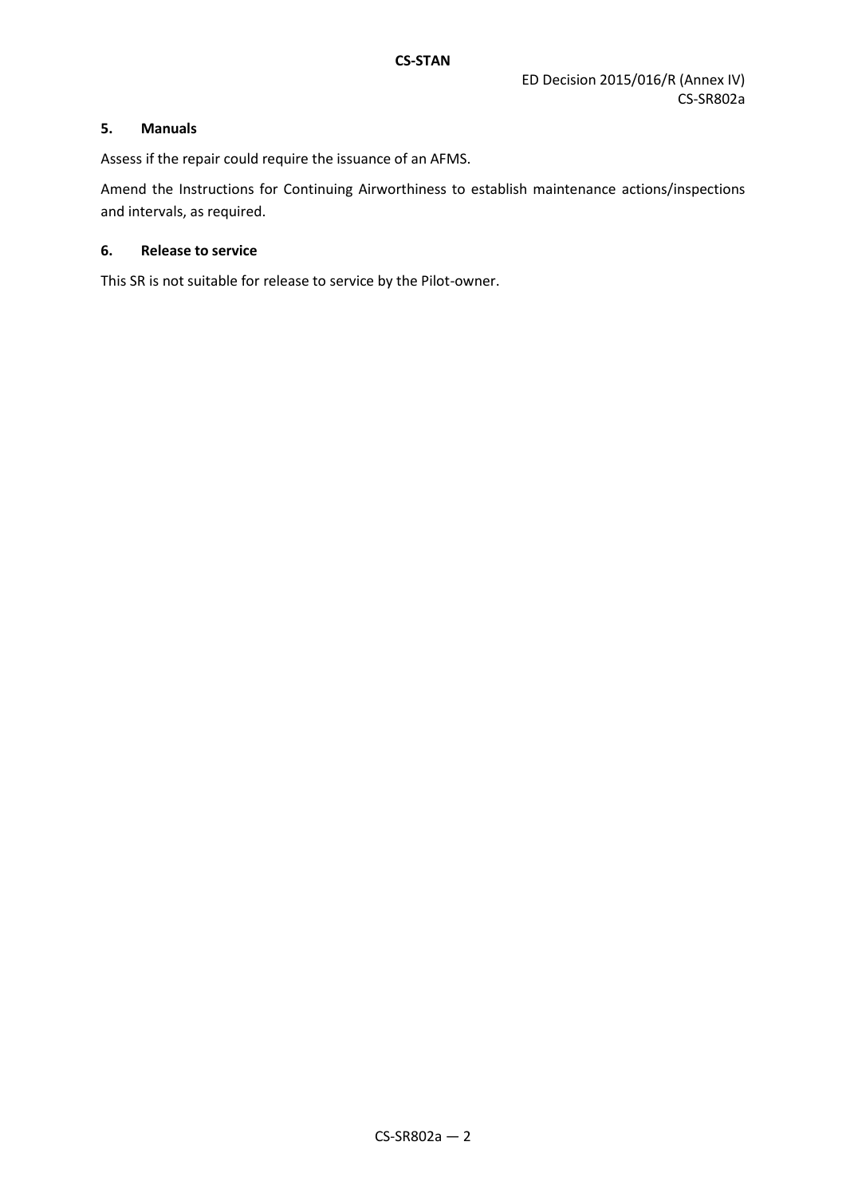### 5. Manuals

Assess if the repair could require the issuance of an AFMS.

Amend the Instructions for Continuing Airworthiness to establish maintenance actions/inspections and intervals, as required.

### 6. Release to service

This SR is not suitable for release to service by the Pilot-owner.